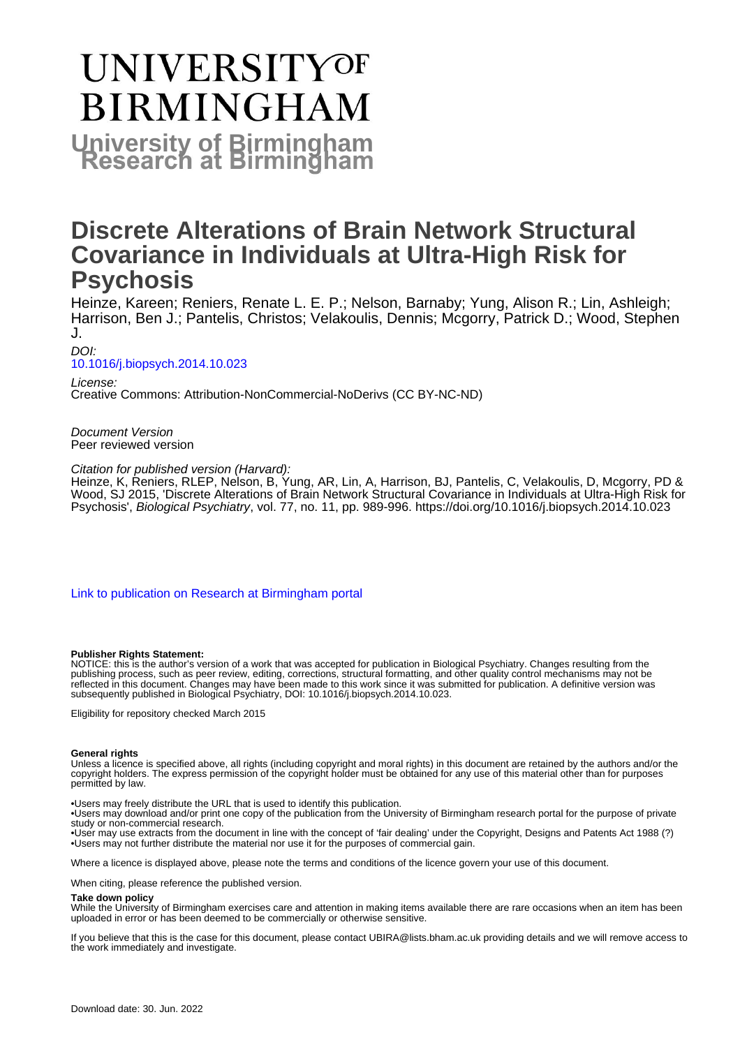# UNIVERSITY OF BIRMINGHAM

**University of Birmingham Research at Birmingham**

# Discrete Alterations of Brain Network Structural Covariance in Individuals at Ultra-High Risk for Psychosis

Heinze, Kareen; Reniers, Renate L. E. P.; Nelson, Barnaby; Yung, Alison R.; Lin, Ashleigh; Harrison, Ben J.; Pantelis, Christos; Velakoulis, Dennis; Mcgorry, Patrick D.; Wood, Stephen J.

*DOI:*
10.1016/j.biopsych.2014.10.023

*License:*
Creative Commons: Attribution-NonCommercial-NoDerivs (CC BY-NC-ND)

*Document Version*
Peer reviewed version

*Citation for published version (Harvard):*
Heinze, K, Reniers, RLEP, Nelson, B, Yung, AR, Lin, A, Harrison, BJ, Pantelis, C, Velakoulis, D, Mcgorry, PD & Wood, SJ 2015, 'Discrete Alterations of Brain Network Structural Covariance in Individuals at Ultra-High Risk for Psychosis', *Biological Psychiatry*, vol. 77, no. 11, pp. 989-996. https://doi.org/10.1016/j.biopsych.2014.10.023

Link to publication on Research at Birmingham portal

**Publisher Rights Statement:**
NOTICE: this is the author's version of a work that was accepted for publication in Biological Psychiatry. Changes resulting from the publishing process, such as peer review, editing, corrections, structural formatting, and other quality control mechanisms may not be reflected in this document. Changes may have been made to this work since it was submitted for publication. A definitive version was subsequently published in Biological Psychiatry, DOI: 10.1016/j.biopsych.2014.10.023.

Eligibility for repository checked March 2015

**General rights**
Unless a licence is specified above, all rights (including copyright and moral rights) in this document are retained by the authors and/or the copyright holders. The express permission of the copyright holder must be obtained for any use of this material other than for purposes permitted by law.

•Users may freely distribute the URL that is used to identify this publication.
•Users may download and/or print one copy of the publication from the University of Birmingham research portal for the purpose of private study or non-commercial research.
•User may use extracts from the document in line with the concept of 'fair dealing' under the Copyright, Designs and Patents Act 1988 (?)
•Users may not further distribute the material nor use it for the purposes of commercial gain.

Where a licence is displayed above, please note the terms and conditions of the licence govern your use of this document.

When citing, please reference the published version.

**Take down policy**
While the University of Birmingham exercises care and attention in making items available there are rare occasions when an item has been uploaded in error or has been deemed to be commercially or otherwise sensitive.

If you believe that this is the case for this document, please contact UBIRA@lists.bham.ac.uk providing details and we will remove access to the work immediately and investigate.

Download date: 30. Jun. 2022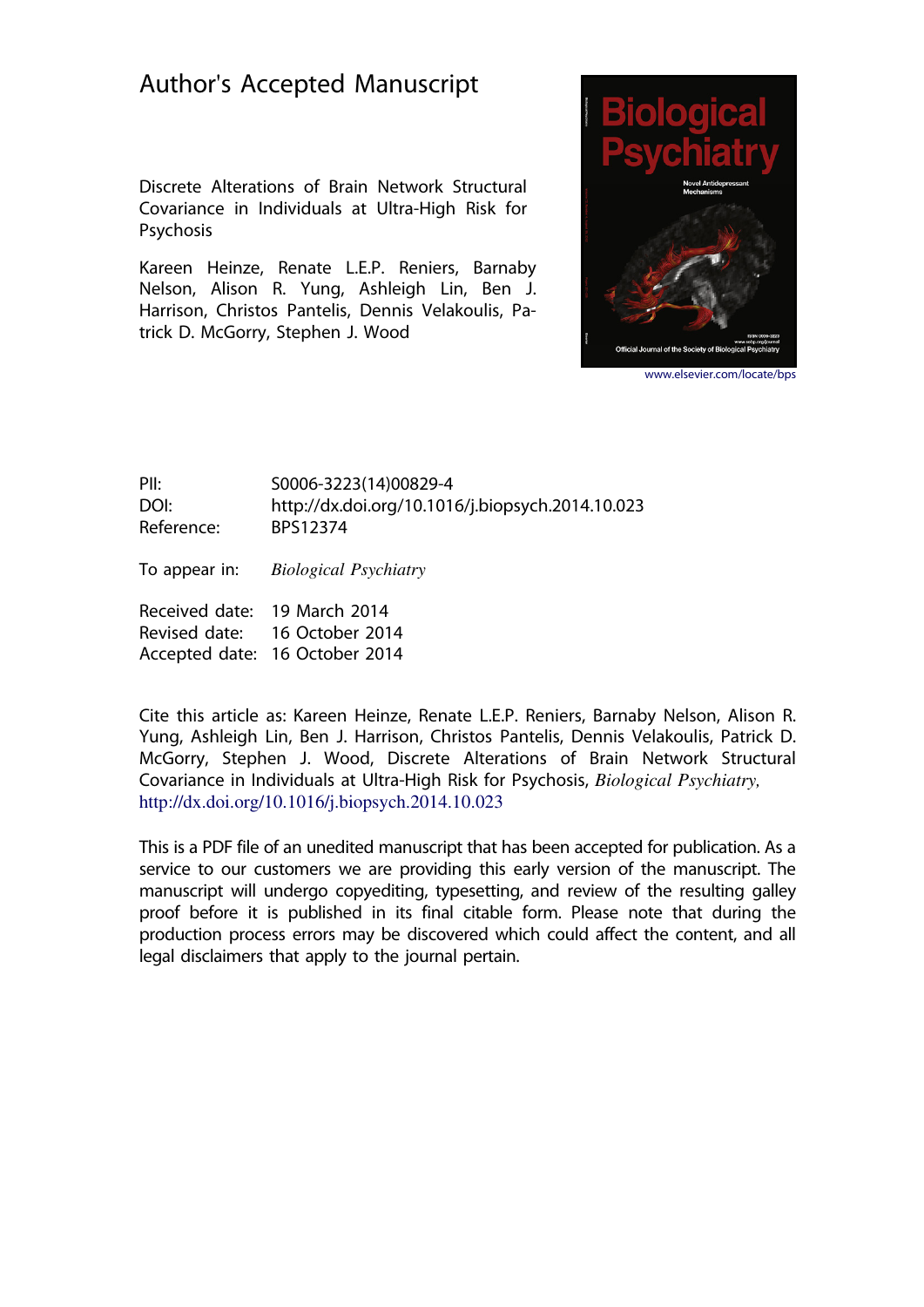# Author's Accepted Manuscript

Discrete Alterations of Brain Network Structural Covariance in Individuals at Ultra-High Risk for Psychosis

Kareen Heinze, Renate L.E.P. Reniers, Barnaby Nelson, Alison R. Yung, Ashleigh Lin, Ben J. Harrison, Christos Pantelis, Dennis Velakoulis, Patrick D. McGorry, Stephen J. Wood

www.elsevier.com/locate/bps

| | |
|---|---|
| PII: | S0006-3223(14)00829-4 |
| DOI: | http://dx.doi.org/10.1016/j.biopsych.2014.10.023 |
| Reference: | BPS12374 |
| To appear in: | *Biological Psychiatry* |
| Received date: | 19 March 2014 |
| Revised date: | 16 October 2014 |
| Accepted date: | 16 October 2014 |

Cite this article as: Kareen Heinze, Renate L.E.P. Reniers, Barnaby Nelson, Alison R. Yung, Ashleigh Lin, Ben J. Harrison, Christos Pantelis, Dennis Velakoulis, Patrick D. McGorry, Stephen J. Wood, Discrete Alterations of Brain Network Structural Covariance in Individuals at Ultra-High Risk for Psychosis, *Biological Psychiatry,* http://dx.doi.org/10.1016/j.biopsych.2014.10.023

This is a PDF file of an unedited manuscript that has been accepted for publication. As a service to our customers we are providing this early version of the manuscript. The manuscript will undergo copyediting, typesetting, and review of the resulting galley proof before it is published in its final citable form. Please note that during the production process errors may be discovered which could affect the content, and all legal disclaimers that apply to the journal pertain.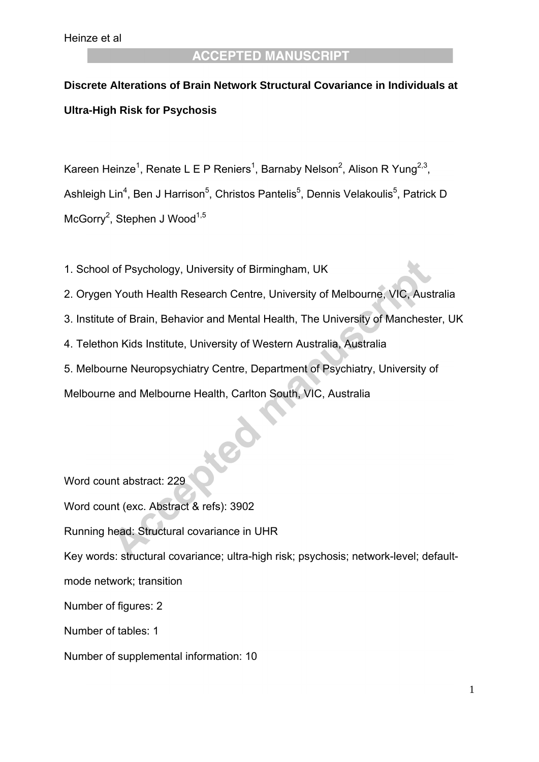**Discrete Alterations of Brain Network Structural Covariance in Individuals at Ultra-High Risk for Psychosis**

Kareen Heinze[1], Renate L E P Reniers[1], Barnaby Nelson[2], Alison R Yung[2,3], Ashleigh Lin[4], Ben J Harrison[5], Christos Pantelis[5], Dennis Velakoulis[5], Patrick D McGorry[2], Stephen J Wood[1,5]

1. School of Psychology, University of Birmingham, UK
2. Orygen Youth Health Research Centre, University of Melbourne, VIC, Australia
3. Institute of Brain, Behavior and Mental Health, The University of Manchester, UK
4. Telethon Kids Institute, University of Western Australia, Australia
5. Melbourne Neuropsychiatry Centre, Department of Psychiatry, University of Melbourne and Melbourne Health, Carlton South, VIC, Australia

Word count abstract: 229

Word count (exc. Abstract & refs): 3902

Running head: Structural covariance in UHR

Key words: structural covariance; ultra-high risk; psychosis; network-level; default-mode network; transition

Number of figures: 2

Number of tables: 1

Number of supplemental information: 10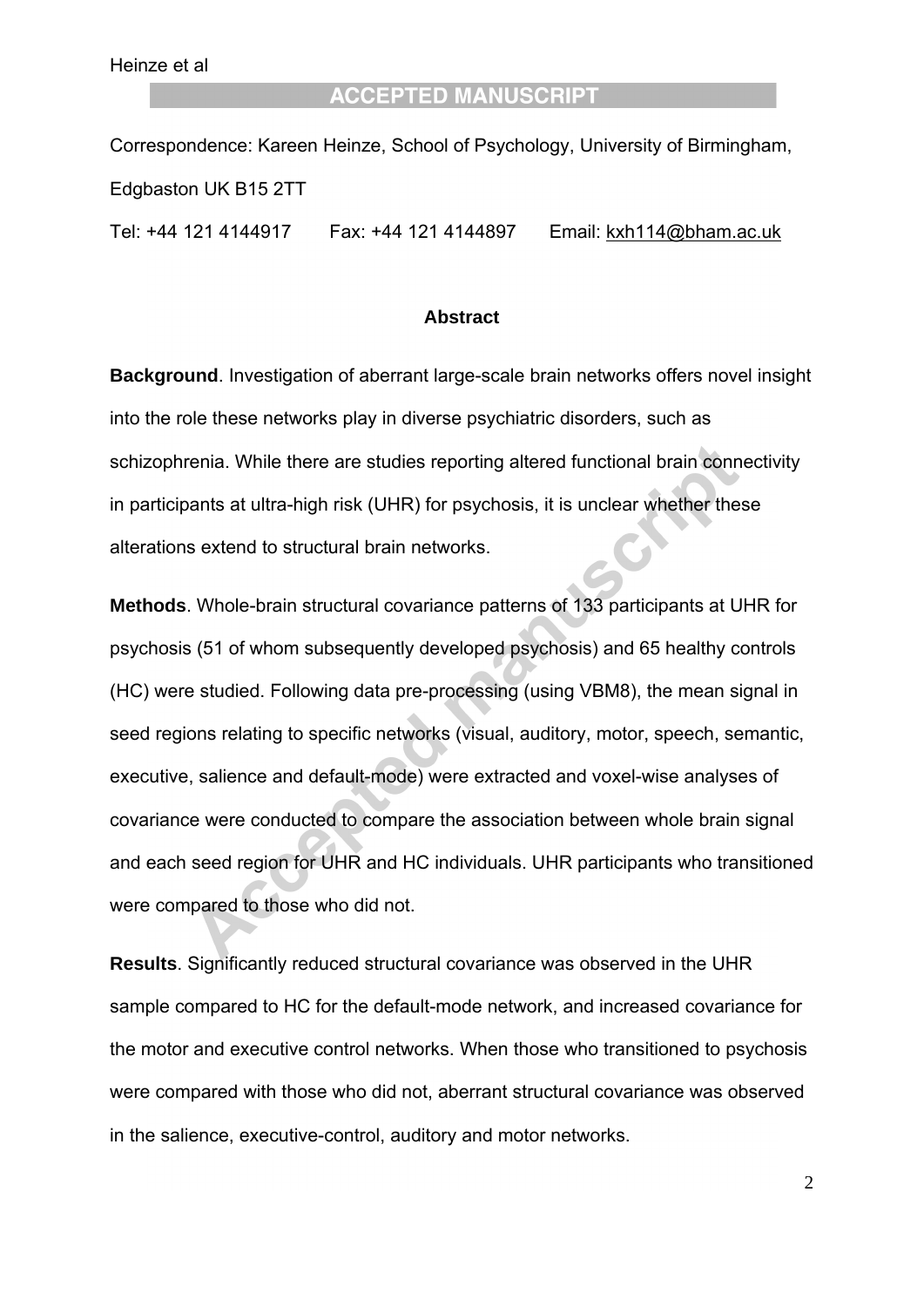Correspondence: Kareen Heinze, School of Psychology, University of Birmingham, Edgbaston UK B15 2TT

Tel: +44 121 4144917 Fax: +44 121 4144897 Email: kxh114@bham.ac.uk

## Abstract

**Background**. Investigation of aberrant large-scale brain networks offers novel insight into the role these networks play in diverse psychiatric disorders, such as schizophrenia. While there are studies reporting altered functional brain connectivity in participants at ultra-high risk (UHR) for psychosis, it is unclear whether these alterations extend to structural brain networks.

**Methods**. Whole-brain structural covariance patterns of 133 participants at UHR for psychosis (51 of whom subsequently developed psychosis) and 65 healthy controls (HC) were studied. Following data pre-processing (using VBM8), the mean signal in seed regions relating to specific networks (visual, auditory, motor, speech, semantic, executive, salience and default-mode) were extracted and voxel-wise analyses of covariance were conducted to compare the association between whole brain signal and each seed region for UHR and HC individuals. UHR participants who transitioned were compared to those who did not.

**Results**. Significantly reduced structural covariance was observed in the UHR sample compared to HC for the default-mode network, and increased covariance for the motor and executive control networks. When those who transitioned to psychosis were compared with those who did not, aberrant structural covariance was observed in the salience, executive-control, auditory and motor networks.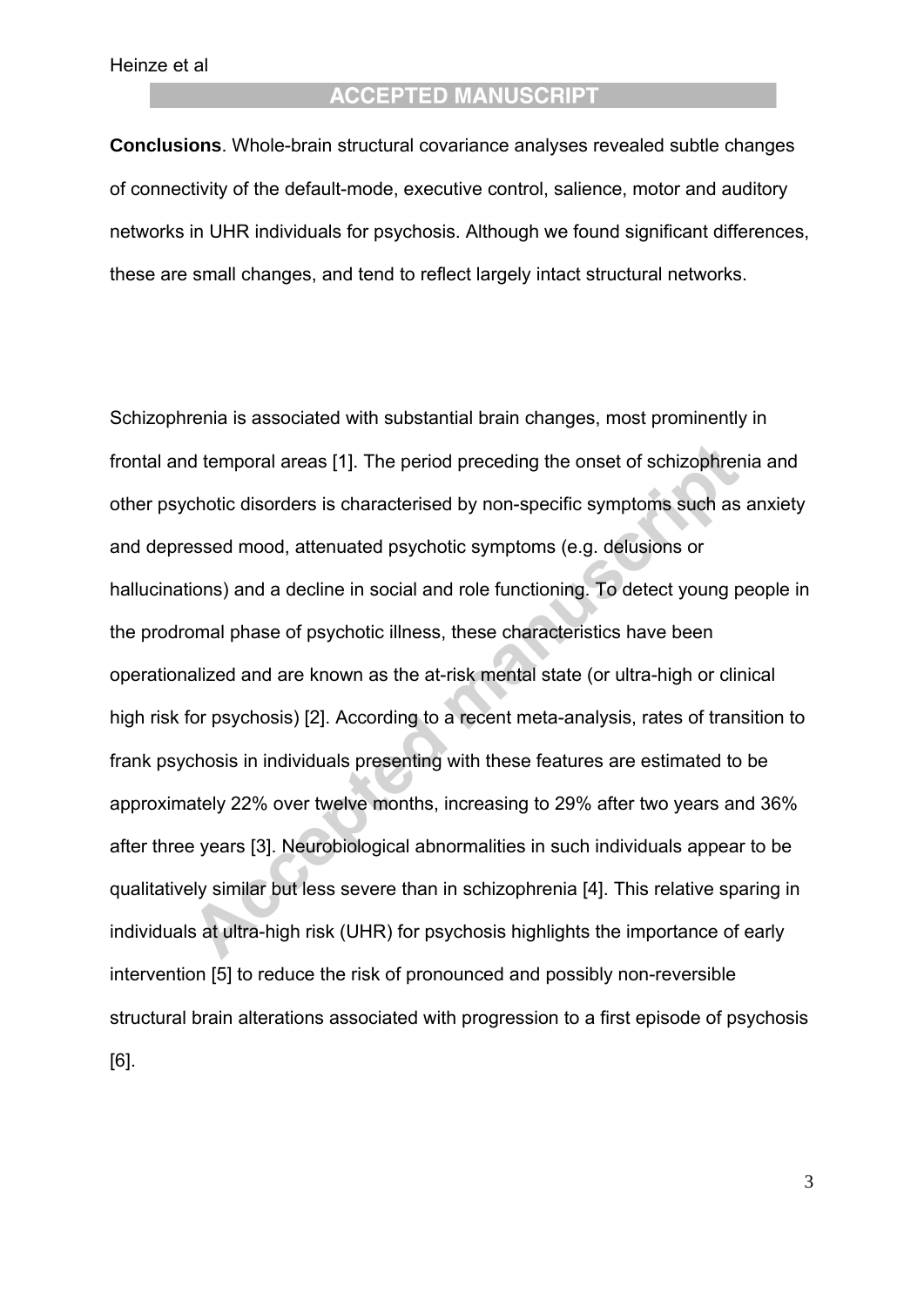**Conclusions**. Whole-brain structural covariance analyses revealed subtle changes of connectivity of the default-mode, executive control, salience, motor and auditory networks in UHR individuals for psychosis. Although we found significant differences, these are small changes, and tend to reflect largely intact structural networks.

Schizophrenia is associated with substantial brain changes, most prominently in frontal and temporal areas [1]. The period preceding the onset of schizophrenia and other psychotic disorders is characterised by non-specific symptoms such as anxiety and depressed mood, attenuated psychotic symptoms (e.g. delusions or hallucinations) and a decline in social and role functioning. To detect young people in the prodromal phase of psychotic illness, these characteristics have been operationalized and are known as the at-risk mental state (or ultra-high or clinical high risk for psychosis) [2]. According to a recent meta-analysis, rates of transition to frank psychosis in individuals presenting with these features are estimated to be approximately 22% over twelve months, increasing to 29% after two years and 36% after three years [3]. Neurobiological abnormalities in such individuals appear to be qualitatively similar but less severe than in schizophrenia [4]. This relative sparing in individuals at ultra-high risk (UHR) for psychosis highlights the importance of early intervention [5] to reduce the risk of pronounced and possibly non-reversible structural brain alterations associated with progression to a first episode of psychosis [6].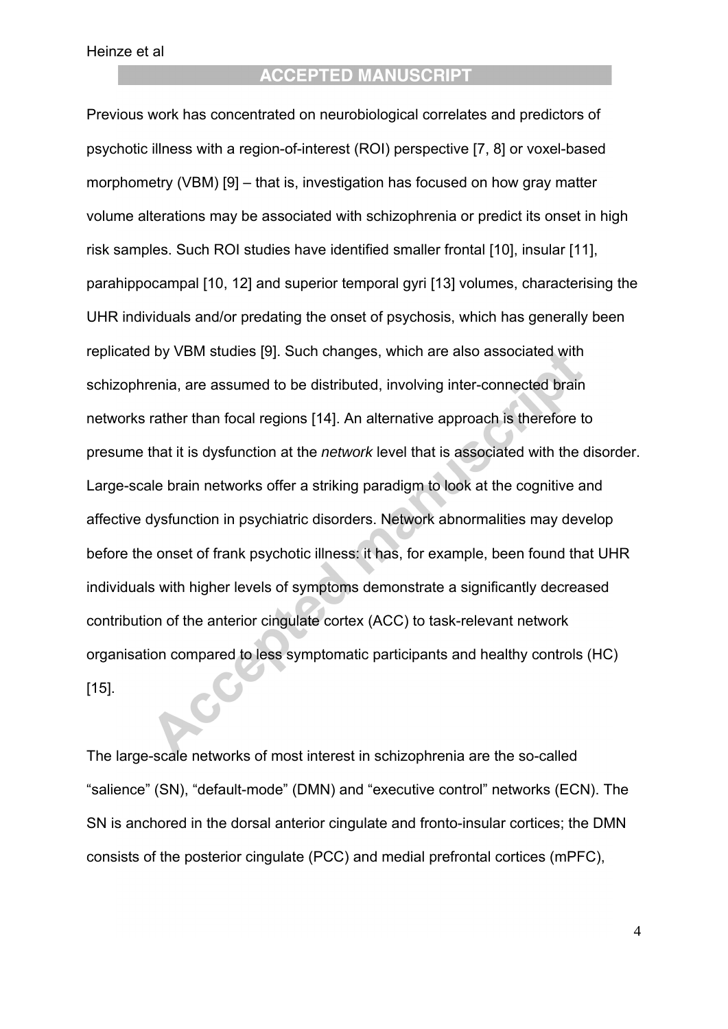Previous work has concentrated on neurobiological correlates and predictors of psychotic illness with a region-of-interest (ROI) perspective [7, 8] or voxel-based morphometry (VBM) [9] – that is, investigation has focused on how gray matter volume alterations may be associated with schizophrenia or predict its onset in high risk samples. Such ROI studies have identified smaller frontal [10], insular [11], parahippocampal [10, 12] and superior temporal gyri [13] volumes, characterising the UHR individuals and/or predating the onset of psychosis, which has generally been replicated by VBM studies [9]. Such changes, which are also associated with schizophrenia, are assumed to be distributed, involving inter-connected brain networks rather than focal regions [14]. An alternative approach is therefore to presume that it is dysfunction at the *network* level that is associated with the disorder. Large-scale brain networks offer a striking paradigm to look at the cognitive and affective dysfunction in psychiatric disorders. Network abnormalities may develop before the onset of frank psychotic illness: it has, for example, been found that UHR individuals with higher levels of symptoms demonstrate a significantly decreased contribution of the anterior cingulate cortex (ACC) to task-relevant network organisation compared to less symptomatic participants and healthy controls (HC) [15].

The large-scale networks of most interest in schizophrenia are the so-called "salience" (SN), "default-mode" (DMN) and "executive control" networks (ECN). The SN is anchored in the dorsal anterior cingulate and fronto-insular cortices; the DMN consists of the posterior cingulate (PCC) and medial prefrontal cortices (mPFC),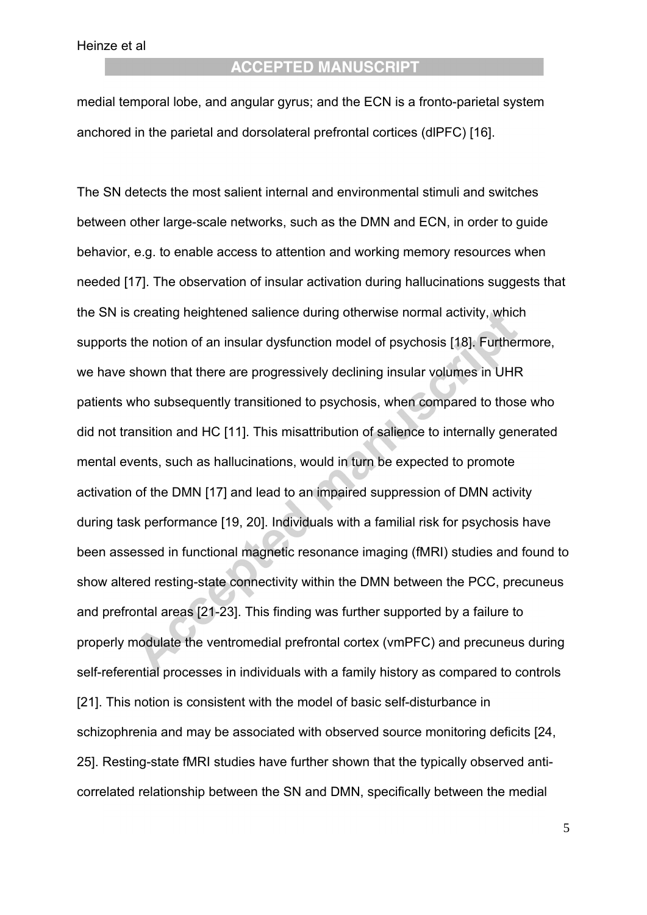medial temporal lobe, and angular gyrus; and the ECN is a fronto-parietal system anchored in the parietal and dorsolateral prefrontal cortices (dlPFC) [16].

The SN detects the most salient internal and environmental stimuli and switches between other large-scale networks, such as the DMN and ECN, in order to guide behavior, e.g. to enable access to attention and working memory resources when needed [17]. The observation of insular activation during hallucinations suggests that the SN is creating heightened salience during otherwise normal activity, which supports the notion of an insular dysfunction model of psychosis [18]. Furthermore, we have shown that there are progressively declining insular volumes in UHR patients who subsequently transitioned to psychosis, when compared to those who did not transition and HC [11]. This misattribution of salience to internally generated mental events, such as hallucinations, would in turn be expected to promote activation of the DMN [17] and lead to an impaired suppression of DMN activity during task performance [19, 20]. Individuals with a familial risk for psychosis have been assessed in functional magnetic resonance imaging (fMRI) studies and found to show altered resting-state connectivity within the DMN between the PCC, precuneus and prefrontal areas [21-23]. This finding was further supported by a failure to properly modulate the ventromedial prefrontal cortex (vmPFC) and precuneus during self-referential processes in individuals with a family history as compared to controls [21]. This notion is consistent with the model of basic self-disturbance in schizophrenia and may be associated with observed source monitoring deficits [24, 25]. Resting-state fMRI studies have further shown that the typically observed anti-correlated relationship between the SN and DMN, specifically between the medial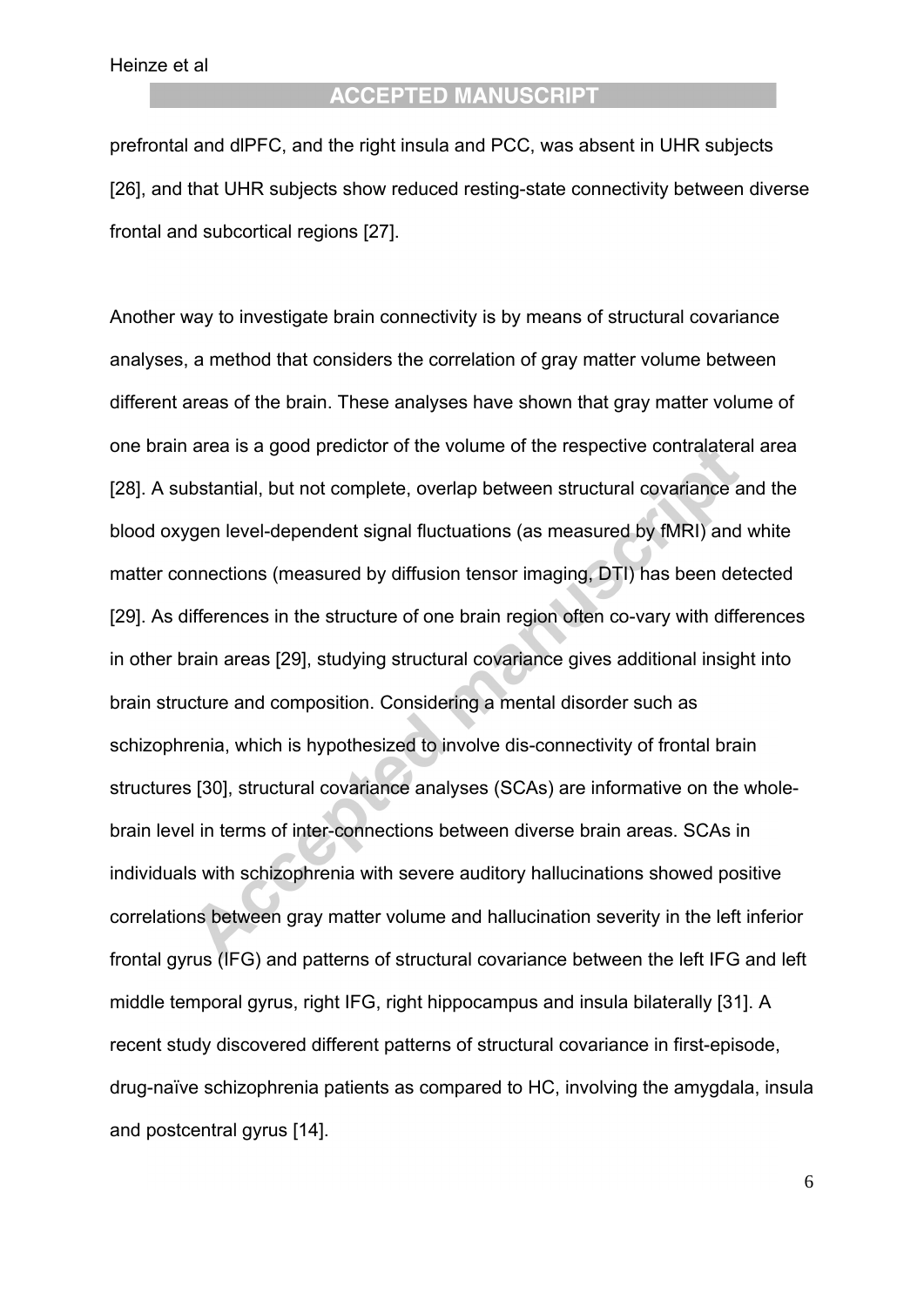prefrontal and dlPFC, and the right insula and PCC, was absent in UHR subjects [26], and that UHR subjects show reduced resting-state connectivity between diverse frontal and subcortical regions [27].

Another way to investigate brain connectivity is by means of structural covariance analyses, a method that considers the correlation of gray matter volume between different areas of the brain. These analyses have shown that gray matter volume of one brain area is a good predictor of the volume of the respective contralateral area [28]. A substantial, but not complete, overlap between structural covariance and the blood oxygen level-dependent signal fluctuations (as measured by fMRI) and white matter connections (measured by diffusion tensor imaging, DTI) has been detected [29]. As differences in the structure of one brain region often co-vary with differences in other brain areas [29], studying structural covariance gives additional insight into brain structure and composition. Considering a mental disorder such as schizophrenia, which is hypothesized to involve dis-connectivity of frontal brain structures [30], structural covariance analyses (SCAs) are informative on the whole-brain level in terms of inter-connections between diverse brain areas. SCAs in individuals with schizophrenia with severe auditory hallucinations showed positive correlations between gray matter volume and hallucination severity in the left inferior frontal gyrus (IFG) and patterns of structural covariance between the left IFG and left middle temporal gyrus, right IFG, right hippocampus and insula bilaterally [31]. A recent study discovered different patterns of structural covariance in first-episode, drug-naïve schizophrenia patients as compared to HC, involving the amygdala, insula and postcentral gyrus [14].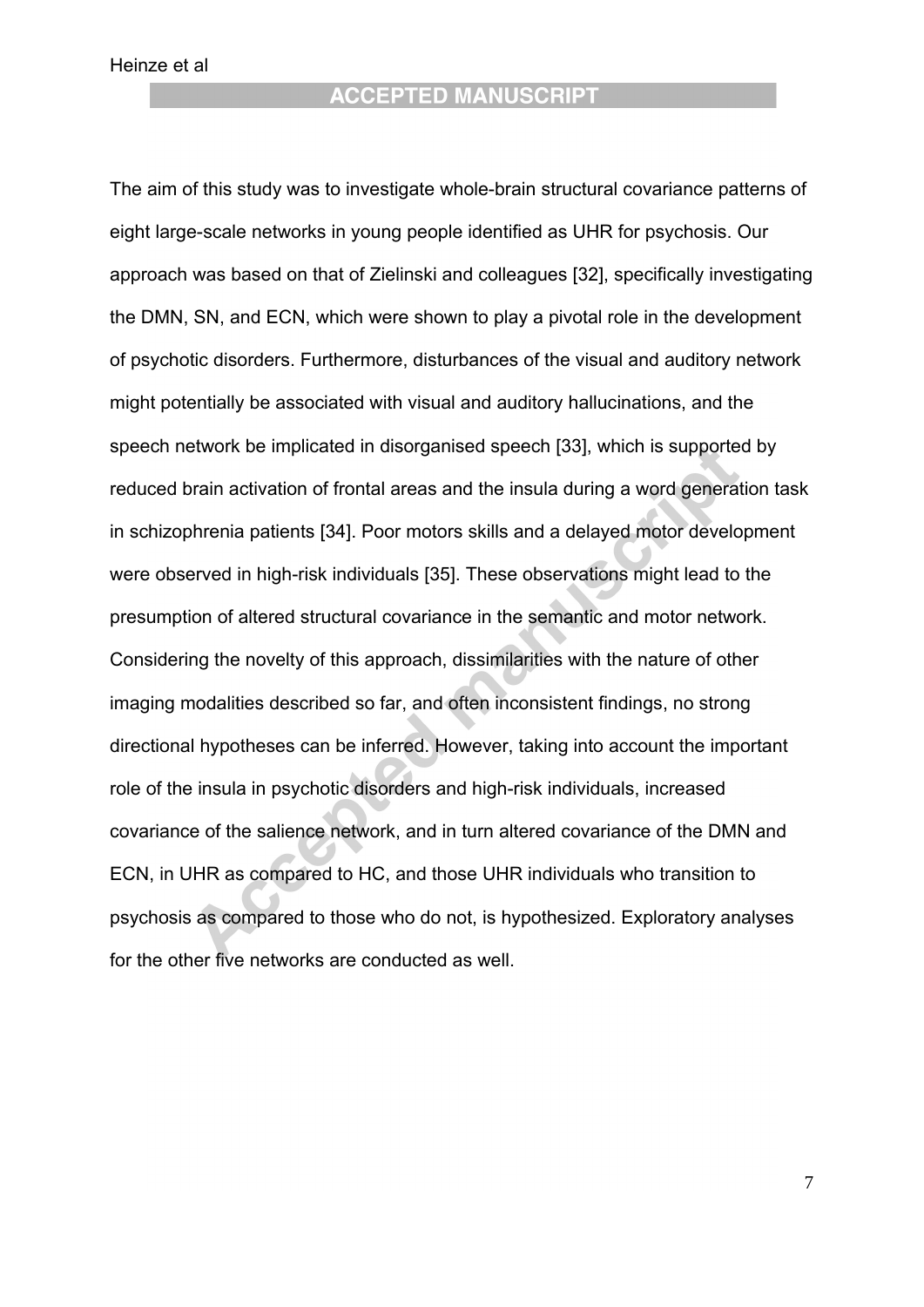The aim of this study was to investigate whole-brain structural covariance patterns of eight large-scale networks in young people identified as UHR for psychosis. Our approach was based on that of Zielinski and colleagues [32], specifically investigating the DMN, SN, and ECN, which were shown to play a pivotal role in the development of psychotic disorders. Furthermore, disturbances of the visual and auditory network might potentially be associated with visual and auditory hallucinations, and the speech network be implicated in disorganised speech [33], which is supported by reduced brain activation of frontal areas and the insula during a word generation task in schizophrenia patients [34]. Poor motors skills and a delayed motor development were observed in high-risk individuals [35]. These observations might lead to the presumption of altered structural covariance in the semantic and motor network. Considering the novelty of this approach, dissimilarities with the nature of other imaging modalities described so far, and often inconsistent findings, no strong directional hypotheses can be inferred. However, taking into account the important role of the insula in psychotic disorders and high-risk individuals, increased covariance of the salience network, and in turn altered covariance of the DMN and ECN, in UHR as compared to HC, and those UHR individuals who transition to psychosis as compared to those who do not, is hypothesized. Exploratory analyses for the other five networks are conducted as well.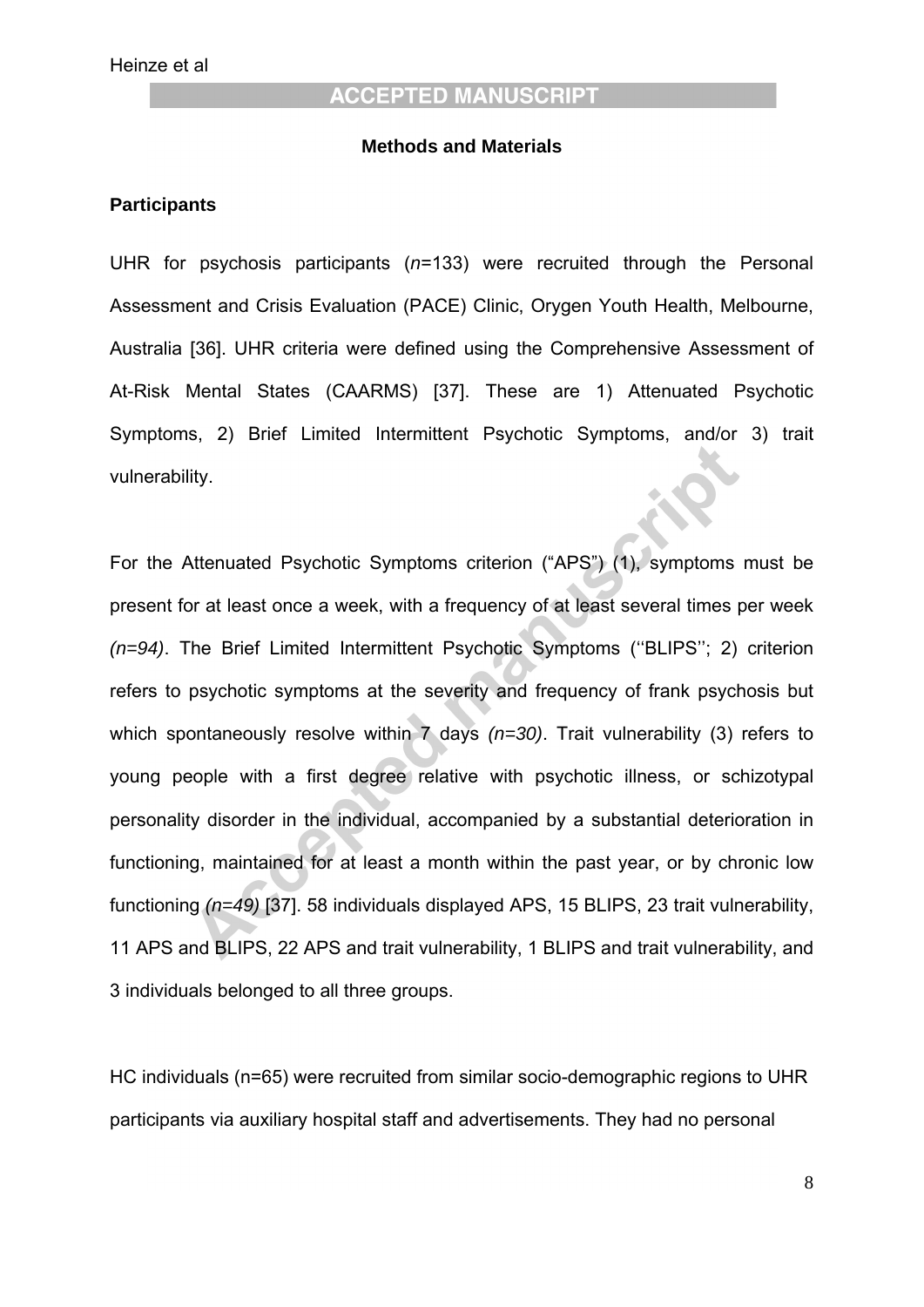## Methods and Materials

### Participants

UHR for psychosis participants (*n*=133) were recruited through the Personal Assessment and Crisis Evaluation (PACE) Clinic, Orygen Youth Health, Melbourne, Australia [36]. UHR criteria were defined using the Comprehensive Assessment of At-Risk Mental States (CAARMS) [37]. These are 1) Attenuated Psychotic Symptoms, 2) Brief Limited Intermittent Psychotic Symptoms, and/or 3) trait vulnerability.

For the Attenuated Psychotic Symptoms criterion ("APS") (1), symptoms must be present for at least once a week, with a frequency of at least several times per week *(n=94)*. The Brief Limited Intermittent Psychotic Symptoms (''BLIPS''; 2) criterion refers to psychotic symptoms at the severity and frequency of frank psychosis but which spontaneously resolve within 7 days *(n=30)*. Trait vulnerability (3) refers to young people with a first degree relative with psychotic illness, or schizotypal personality disorder in the individual, accompanied by a substantial deterioration in functioning, maintained for at least a month within the past year, or by chronic low functioning *(n=49)* [37]. 58 individuals displayed APS, 15 BLIPS, 23 trait vulnerability, 11 APS and BLIPS, 22 APS and trait vulnerability, 1 BLIPS and trait vulnerability, and 3 individuals belonged to all three groups.

HC individuals (n=65) were recruited from similar socio-demographic regions to UHR participants via auxiliary hospital staff and advertisements. They had no personal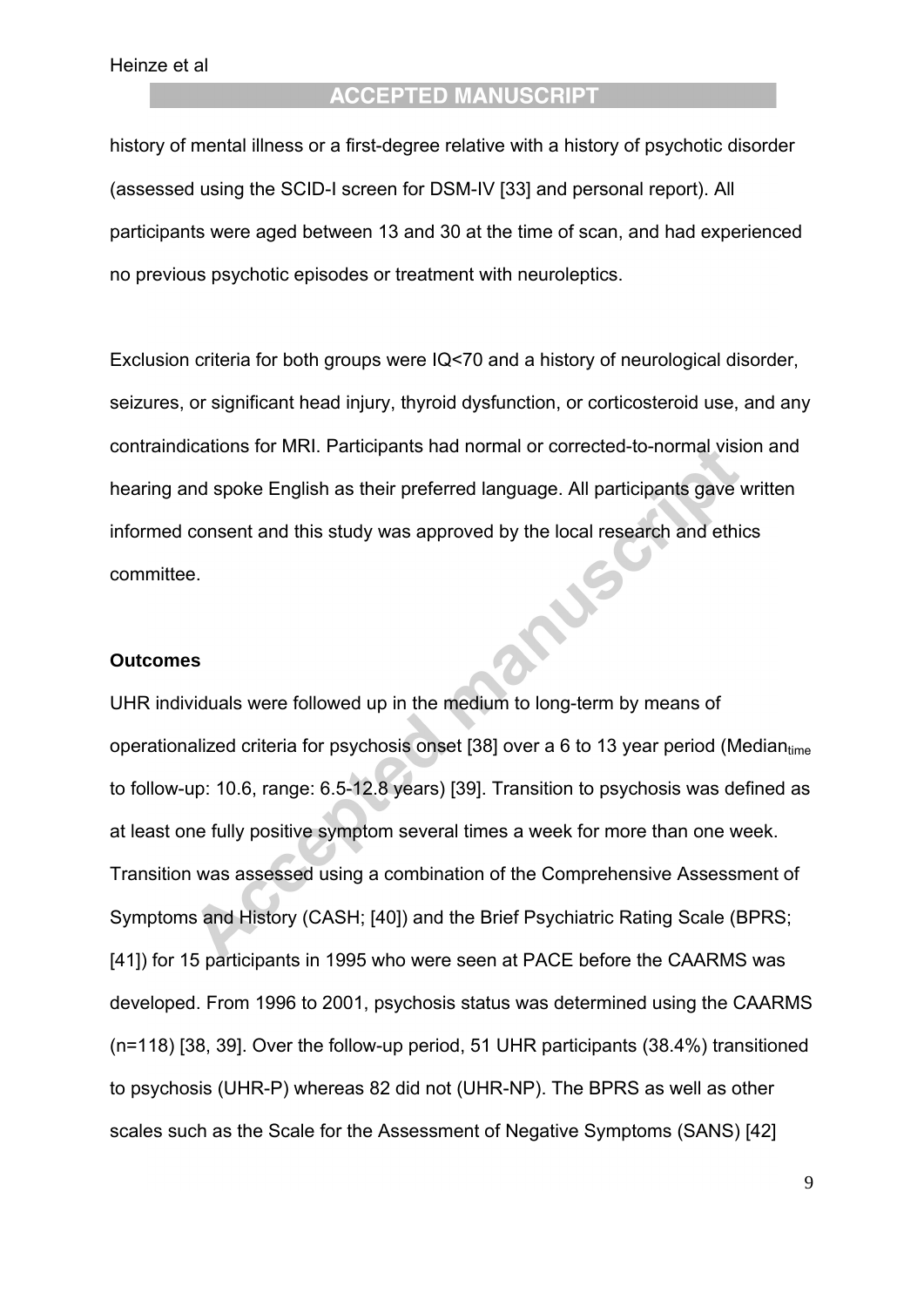history of mental illness or a first-degree relative with a history of psychotic disorder (assessed using the SCID-I screen for DSM-IV [33] and personal report). All participants were aged between 13 and 30 at the time of scan, and had experienced no previous psychotic episodes or treatment with neuroleptics.

Exclusion criteria for both groups were IQ<70 and a history of neurological disorder, seizures, or significant head injury, thyroid dysfunction, or corticosteroid use, and any contraindications for MRI. Participants had normal or corrected-to-normal vision and hearing and spoke English as their preferred language. All participants gave written informed consent and this study was approved by the local research and ethics committee.

**Outcomes**

UHR individuals were followed up in the medium to long-term by means of operationalized criteria for psychosis onset [38] over a 6 to 13 year period ($\text{Median}_{\text{time}}$ to follow-up: 10.6, range: 6.5-12.8 years) [39]. Transition to psychosis was defined as at least one fully positive symptom several times a week for more than one week. Transition was assessed using a combination of the Comprehensive Assessment of Symptoms and History (CASH; [40]) and the Brief Psychiatric Rating Scale (BPRS; [41]) for 15 participants in 1995 who were seen at PACE before the CAARMS was developed. From 1996 to 2001, psychosis status was determined using the CAARMS (n=118) [38, 39]. Over the follow-up period, 51 UHR participants (38.4%) transitioned to psychosis (UHR-P) whereas 82 did not (UHR-NP). The BPRS as well as other scales such as the Scale for the Assessment of Negative Symptoms (SANS) [42]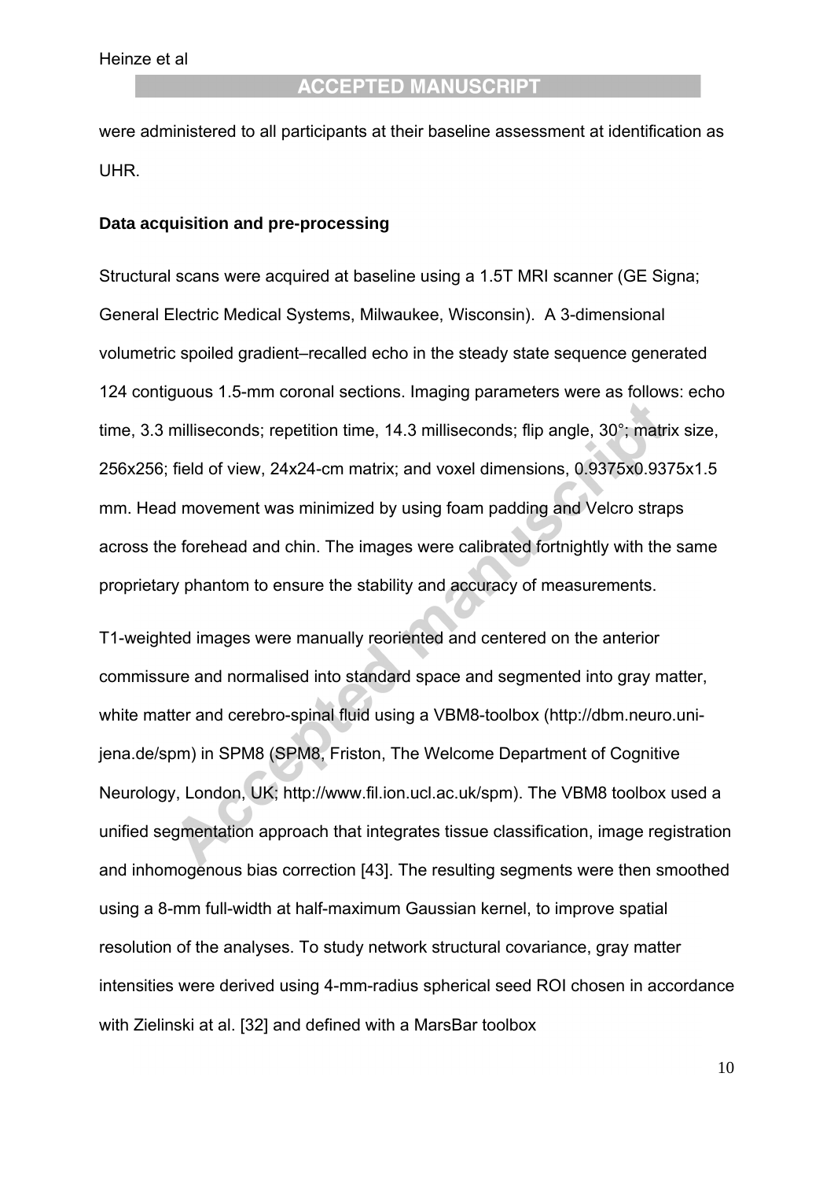were administered to all participants at their baseline assessment at identification as UHR.

**Data acquisition and pre-processing**

Structural scans were acquired at baseline using a 1.5T MRI scanner (GE Signa; General Electric Medical Systems, Milwaukee, Wisconsin). A 3-dimensional volumetric spoiled gradient–recalled echo in the steady state sequence generated 124 contiguous 1.5-mm coronal sections. Imaging parameters were as follows: echo time, 3.3 milliseconds; repetition time, 14.3 milliseconds; flip angle, 30°; matrix size, 256x256; field of view, 24x24-cm matrix; and voxel dimensions, 0.9375x0.9375x1.5 mm. Head movement was minimized by using foam padding and Velcro straps across the forehead and chin. The images were calibrated fortnightly with the same proprietary phantom to ensure the stability and accuracy of measurements.

T1-weighted images were manually reoriented and centered on the anterior commissure and normalised into standard space and segmented into gray matter, white matter and cerebro-spinal fluid using a VBM8-toolbox (http://dbm.neuro.uni-jena.de/spm) in SPM8 (SPM8, Friston, The Welcome Department of Cognitive Neurology, London, UK; http://www.fil.ion.ucl.ac.uk/spm). The VBM8 toolbox used a unified segmentation approach that integrates tissue classification, image registration and inhomogenous bias correction [43]. The resulting segments were then smoothed using a 8-mm full-width at half-maximum Gaussian kernel, to improve spatial resolution of the analyses. To study network structural covariance, gray matter intensities were derived using 4-mm-radius spherical seed ROI chosen in accordance with Zielinski at al. [32] and defined with a MarsBar toolbox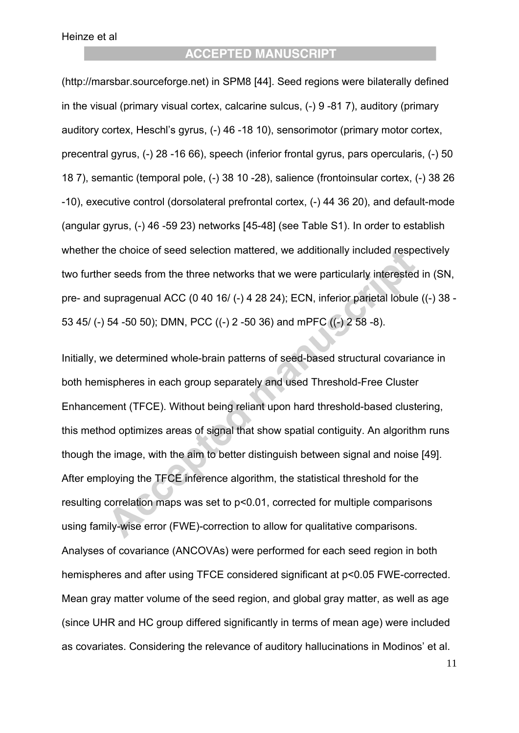(http://marsbar.sourceforge.net) in SPM8 [44]. Seed regions were bilaterally defined in the visual (primary visual cortex, calcarine sulcus, (-) 9 -81 7), auditory (primary auditory cortex, Heschl's gyrus, (-) 46 -18 10), sensorimotor (primary motor cortex, precentral gyrus, (-) 28 -16 66), speech (inferior frontal gyrus, pars opercularis, (-) 50 18 7), semantic (temporal pole, (-) 38 10 -28), salience (frontoinsular cortex, (-) 38 26 -10), executive control (dorsolateral prefrontal cortex, (-) 44 36 20), and default-mode (angular gyrus, (-) 46 -59 23) networks [45-48] (see Table S1). In order to establish whether the choice of seed selection mattered, we additionally included respectively two further seeds from the three networks that we were particularly interested in (SN, pre- and supragenual ACC (0 40 16/ (-) 4 28 24); ECN, inferior parietal lobule ((-) 38 -53 45/ (-) 54 -50 50); DMN, PCC ((-) 2 -50 36) and mPFC ((-) 2 58 -8).

Initially, we determined whole-brain patterns of seed-based structural covariance in both hemispheres in each group separately and used Threshold-Free Cluster Enhancement (TFCE). Without being reliant upon hard threshold-based clustering, this method optimizes areas of signal that show spatial contiguity. An algorithm runs though the image, with the aim to better distinguish between signal and noise [49]. After employing the TFCE inference algorithm, the statistical threshold for the resulting correlation maps was set to $p<0.01$, corrected for multiple comparisons using family-wise error (FWE)-correction to allow for qualitative comparisons. Analyses of covariance (ANCOVAs) were performed for each seed region in both hemispheres and after using TFCE considered significant at $p<0.05$ FWE-corrected. Mean gray matter volume of the seed region, and global gray matter, as well as age (since UHR and HC group differed significantly in terms of mean age) were included as covariates. Considering the relevance of auditory hallucinations in Modinos' et al.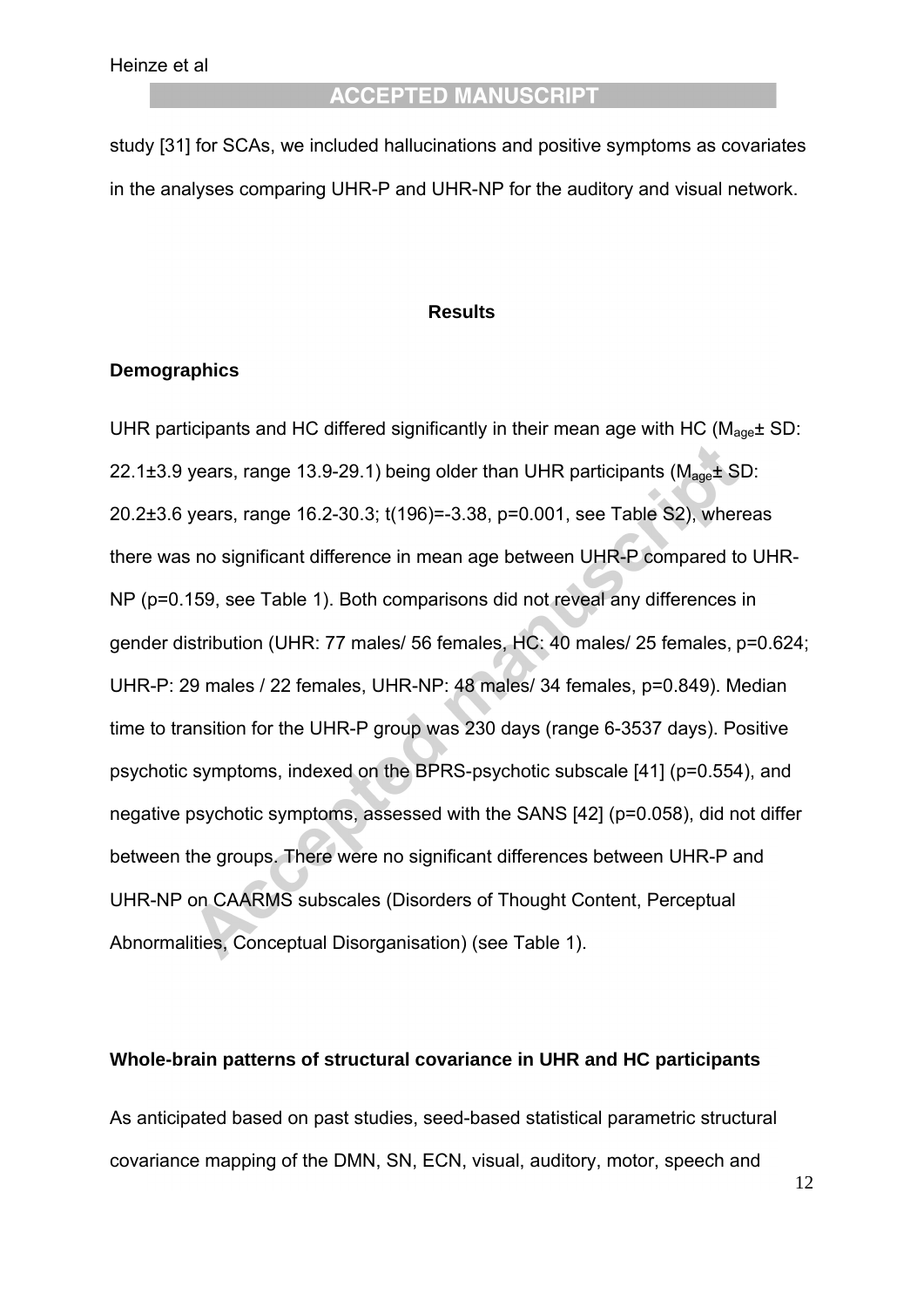study [31] for SCAs, we included hallucinations and positive symptoms as covariates in the analyses comparing UHR-P and UHR-NP for the auditory and visual network.

## Results

### Demographics

UHR participants and HC differed significantly in their mean age with HC ($M_{age}$± SD: 22.1±3.9 years, range 13.9-29.1) being older than UHR participants ($M_{age}$± SD: 20.2±3.6 years, range 16.2-30.3; $t(196)=-3.38$, $p=0.001$, see Table S2), whereas there was no significant difference in mean age between UHR-P compared to UHR-NP ($p=0.159$, see Table 1). Both comparisons did not reveal any differences in gender distribution (UHR: 77 males/ 56 females, HC: 40 males/ 25 females, $p=0.624$; UHR-P: 29 males / 22 females, UHR-NP: 48 males/ 34 females, $p=0.849$). Median time to transition for the UHR-P group was 230 days (range 6-3537 days). Positive psychotic symptoms, indexed on the BPRS-psychotic subscale [41] ($p=0.554$), and negative psychotic symptoms, assessed with the SANS [42] ($p=0.058$), did not differ between the groups. There were no significant differences between UHR-P and UHR-NP on CAARMS subscales (Disorders of Thought Content, Perceptual Abnormalities, Conceptual Disorganisation) (see Table 1).

### Whole-brain patterns of structural covariance in UHR and HC participants

As anticipated based on past studies, seed-based statistical parametric structural covariance mapping of the DMN, SN, ECN, visual, auditory, motor, speech and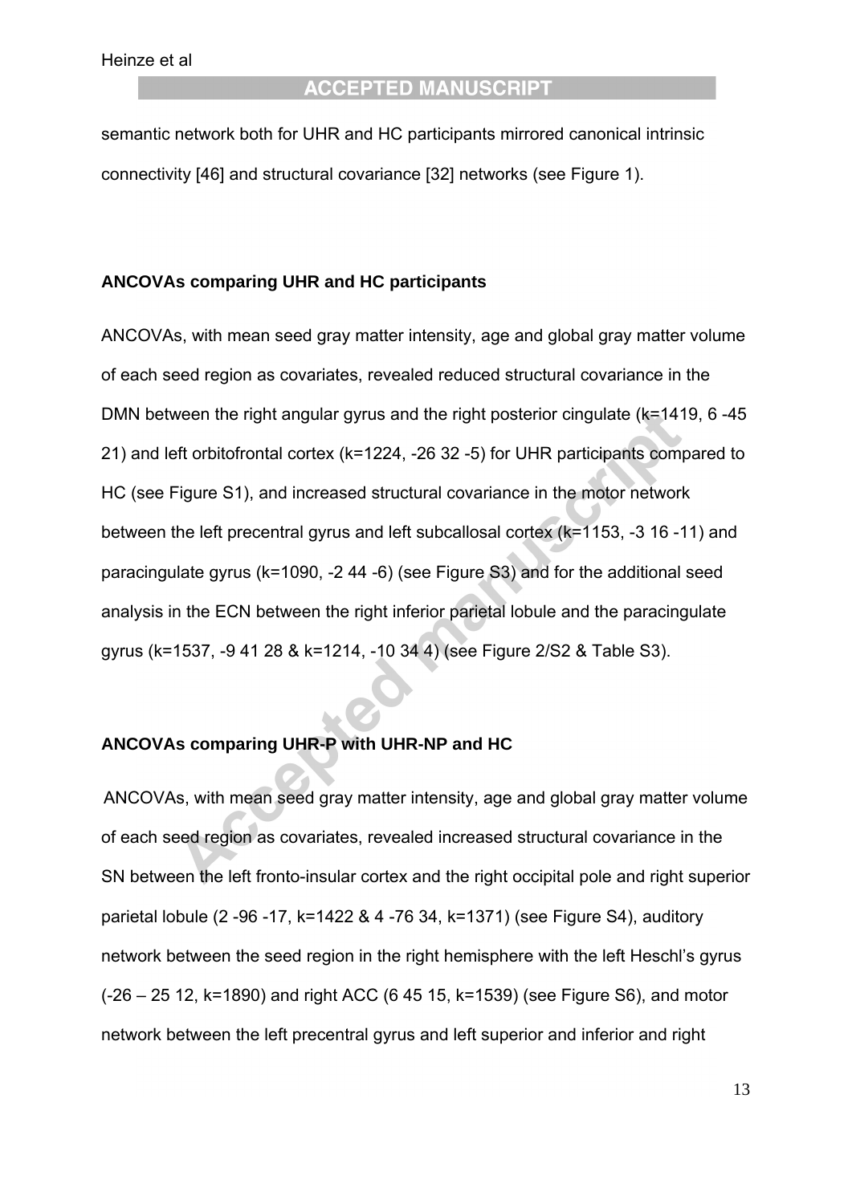semantic network both for UHR and HC participants mirrored canonical intrinsic connectivity [46] and structural covariance [32] networks (see Figure 1).

**ANCOVAs comparing UHR and HC participants**

ANCOVAs, with mean seed gray matter intensity, age and global gray matter volume of each seed region as covariates, revealed reduced structural covariance in the DMN between the right angular gyrus and the right posterior cingulate (k=1419, 6 -45 21) and left orbitofrontal cortex (k=1224, -26 32 -5) for UHR participants compared to HC (see Figure S1), and increased structural covariance in the motor network between the left precentral gyrus and left subcallosal cortex (k=1153, -3 16 -11) and paracingulate gyrus (k=1090, -2 44 -6) (see Figure S3) and for the additional seed analysis in the ECN between the right inferior parietal lobule and the paracingulate gyrus (k=1537, -9 41 28 & k=1214, -10 34 4) (see Figure 2/S2 & Table S3).

**ANCOVAs comparing UHR-P with UHR-NP and HC**

ANCOVAs, with mean seed gray matter intensity, age and global gray matter volume of each seed region as covariates, revealed increased structural covariance in the SN between the left fronto-insular cortex and the right occipital pole and right superior parietal lobule (2 -96 -17, k=1422 & 4 -76 34, k=1371) (see Figure S4), auditory network between the seed region in the right hemisphere with the left Heschl's gyrus (-26 – 25 12, k=1890) and right ACC (6 45 15, k=1539) (see Figure S6), and motor network between the left precentral gyrus and left superior and inferior and right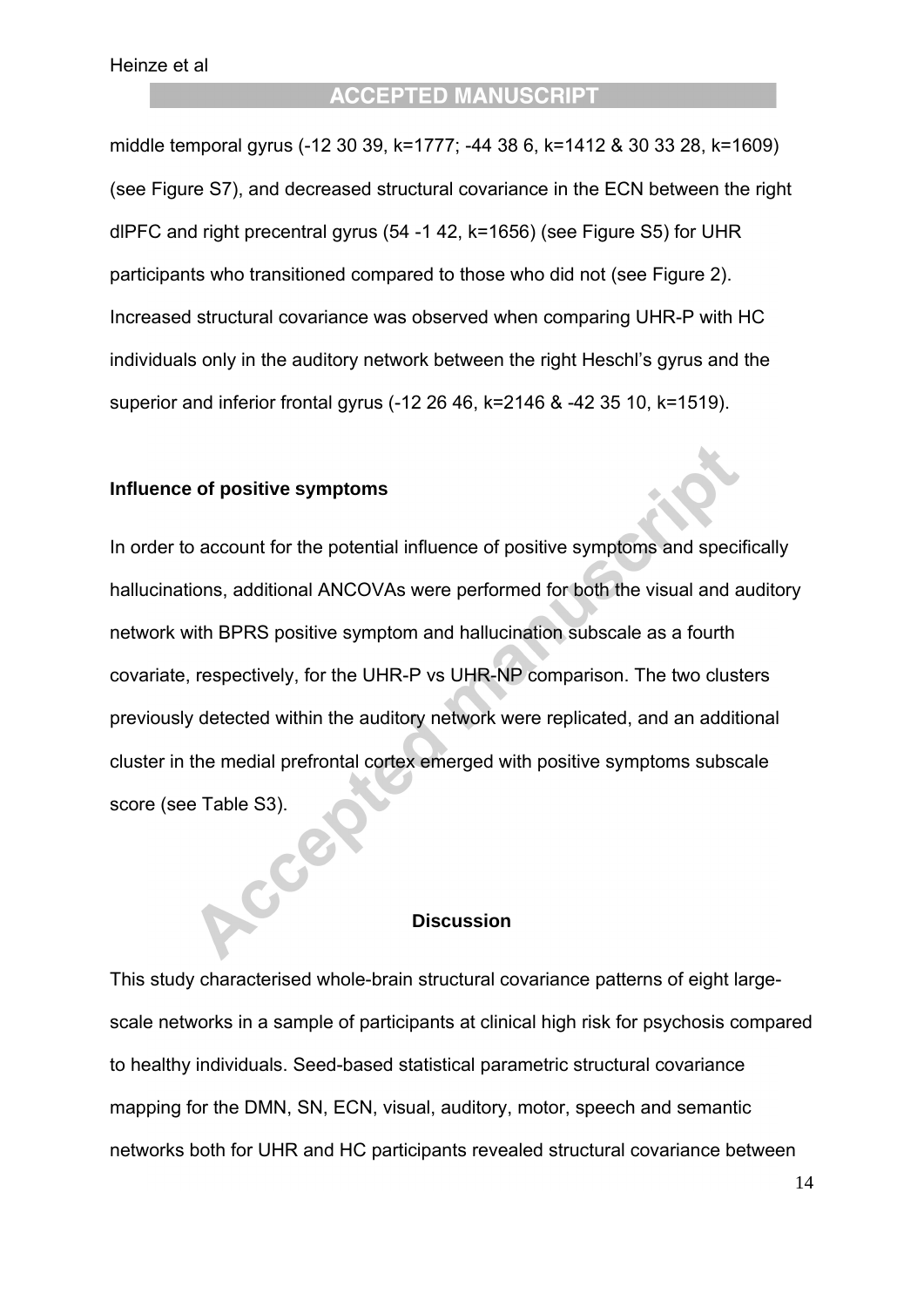middle temporal gyrus (-12 30 39, k=1777; -44 38 6, k=1412 & 30 33 28, k=1609) (see Figure S7), and decreased structural covariance in the ECN between the right dlPFC and right precentral gyrus (54 -1 42, k=1656) (see Figure S5) for UHR participants who transitioned compared to those who did not (see Figure 2). Increased structural covariance was observed when comparing UHR-P with HC individuals only in the auditory network between the right Heschl's gyrus and the superior and inferior frontal gyrus (-12 26 46, k=2146 & -42 35 10, k=1519).

### Influence of positive symptoms

In order to account for the potential influence of positive symptoms and specifically hallucinations, additional ANCOVAs were performed for both the visual and auditory network with BPRS positive symptom and hallucination subscale as a fourth covariate, respectively, for the UHR-P vs UHR-NP comparison. The two clusters previously detected within the auditory network were replicated, and an additional cluster in the medial prefrontal cortex emerged with positive symptoms subscale score (see Table S3).

## Discussion

This study characterised whole-brain structural covariance patterns of eight large-scale networks in a sample of participants at clinical high risk for psychosis compared to healthy individuals. Seed-based statistical parametric structural covariance mapping for the DMN, SN, ECN, visual, auditory, motor, speech and semantic networks both for UHR and HC participants revealed structural covariance between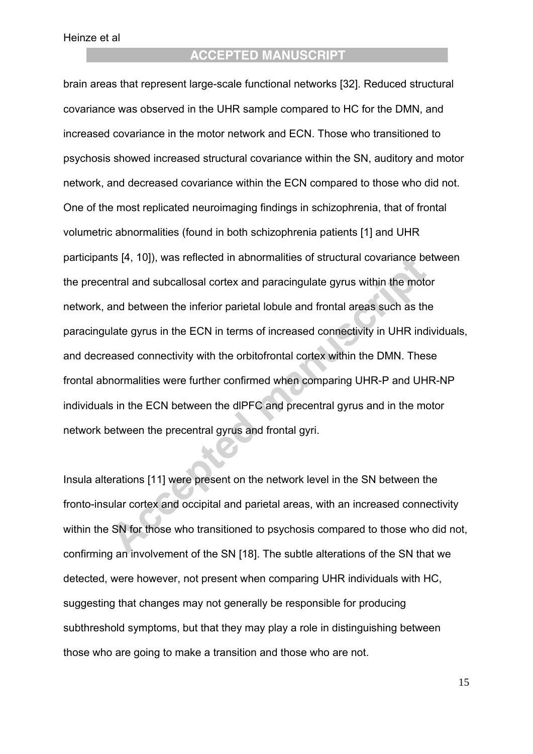brain areas that represent large-scale functional networks [32]. Reduced structural covariance was observed in the UHR sample compared to HC for the DMN, and increased covariance in the motor network and ECN. Those who transitioned to psychosis showed increased structural covariance within the SN, auditory and motor network, and decreased covariance within the ECN compared to those who did not. One of the most replicated neuroimaging findings in schizophrenia, that of frontal volumetric abnormalities (found in both schizophrenia patients [1] and UHR participants [4, 10]), was reflected in abnormalities of structural covariance between the precentral and subcallosal cortex and paracingulate gyrus within the motor network, and between the inferior parietal lobule and frontal areas such as the paracingulate gyrus in the ECN in terms of increased connectivity in UHR individuals, and decreased connectivity with the orbitofrontal cortex within the DMN. These frontal abnormalities were further confirmed when comparing UHR-P and UHR-NP individuals in the ECN between the dlPFC and precentral gyrus and in the motor network between the precentral gyrus and frontal gyri.

Insula alterations [11] were present on the network level in the SN between the fronto-insular cortex and occipital and parietal areas, with an increased connectivity within the SN for those who transitioned to psychosis compared to those who did not, confirming an involvement of the SN [18]. The subtle alterations of the SN that we detected, were however, not present when comparing UHR individuals with HC, suggesting that changes may not generally be responsible for producing subthreshold symptoms, but that they may play a role in distinguishing between those who are going to make a transition and those who are not.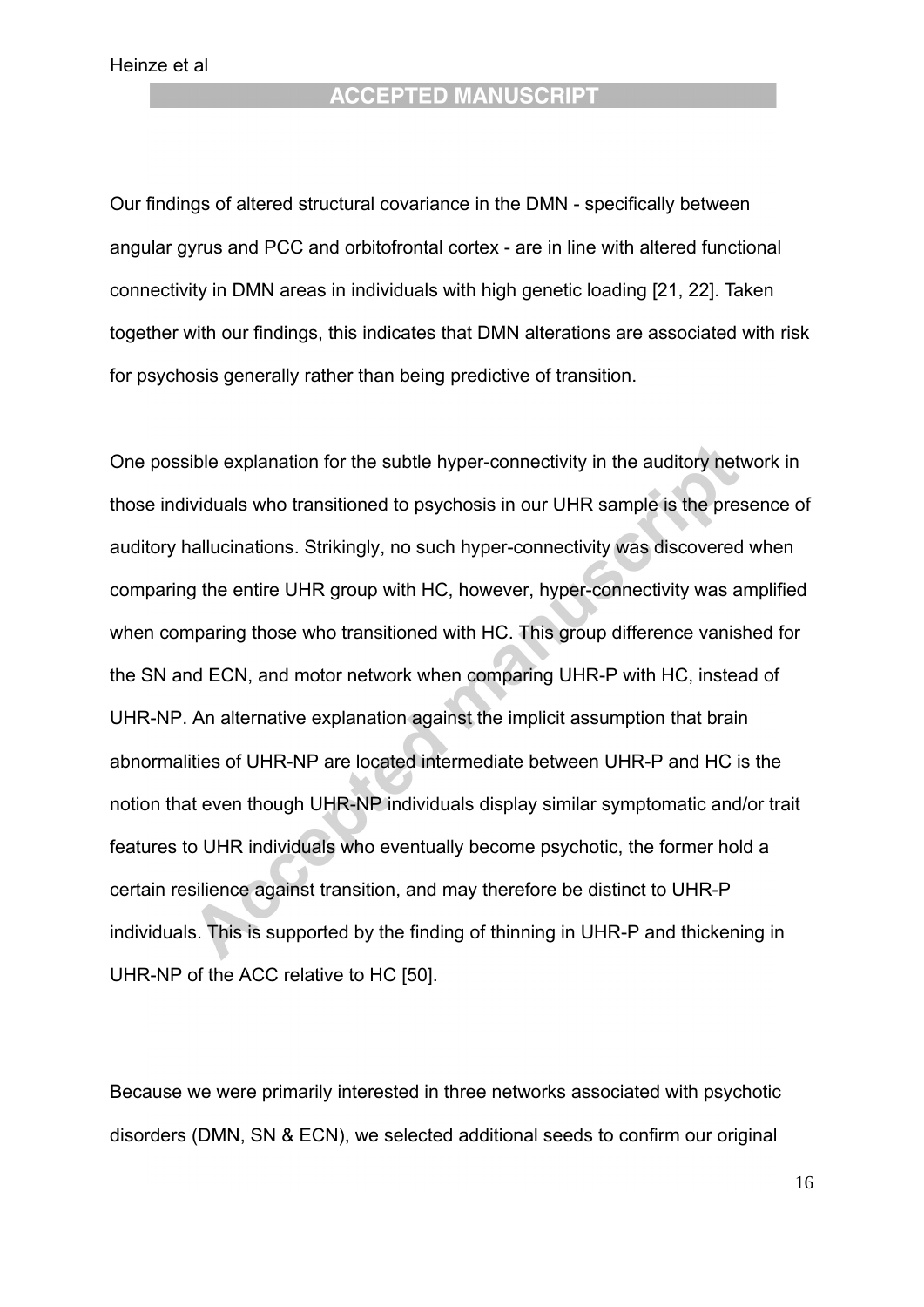Our findings of altered structural covariance in the DMN - specifically between angular gyrus and PCC and orbitofrontal cortex - are in line with altered functional connectivity in DMN areas in individuals with high genetic loading [21, 22]. Taken together with our findings, this indicates that DMN alterations are associated with risk for psychosis generally rather than being predictive of transition.

One possible explanation for the subtle hyper-connectivity in the auditory network in those individuals who transitioned to psychosis in our UHR sample is the presence of auditory hallucinations. Strikingly, no such hyper-connectivity was discovered when comparing the entire UHR group with HC, however, hyper-connectivity was amplified when comparing those who transitioned with HC. This group difference vanished for the SN and ECN, and motor network when comparing UHR-P with HC, instead of UHR-NP. An alternative explanation against the implicit assumption that brain abnormalities of UHR-NP are located intermediate between UHR-P and HC is the notion that even though UHR-NP individuals display similar symptomatic and/or trait features to UHR individuals who eventually become psychotic, the former hold a certain resilience against transition, and may therefore be distinct to UHR-P individuals. This is supported by the finding of thinning in UHR-P and thickening in UHR-NP of the ACC relative to HC [50].

Because we were primarily interested in three networks associated with psychotic disorders (DMN, SN & ECN), we selected additional seeds to confirm our original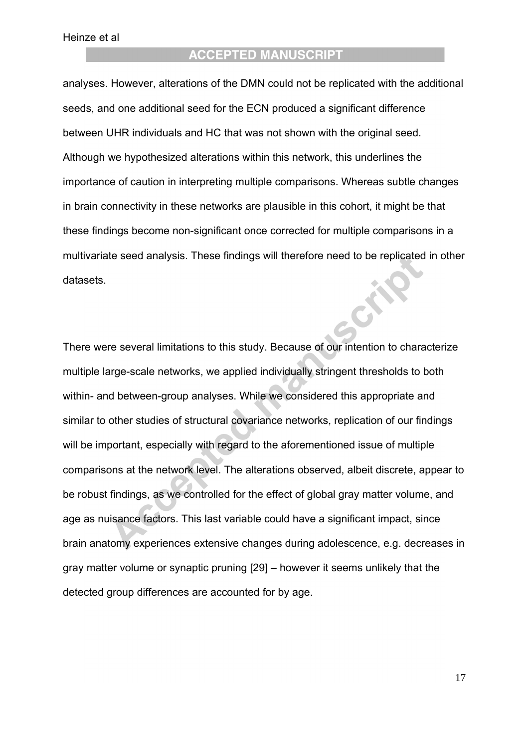analyses. However, alterations of the DMN could not be replicated with the additional seeds, and one additional seed for the ECN produced a significant difference between UHR individuals and HC that was not shown with the original seed. Although we hypothesized alterations within this network, this underlines the importance of caution in interpreting multiple comparisons. Whereas subtle changes in brain connectivity in these networks are plausible in this cohort, it might be that these findings become non-significant once corrected for multiple comparisons in a multivariate seed analysis. These findings will therefore need to be replicated in other datasets.

There were several limitations to this study. Because of our intention to characterize multiple large-scale networks, we applied individually stringent thresholds to both within- and between-group analyses. While we considered this appropriate and similar to other studies of structural covariance networks, replication of our findings will be important, especially with regard to the aforementioned issue of multiple comparisons at the network level. The alterations observed, albeit discrete, appear to be robust findings, as we controlled for the effect of global gray matter volume, and age as nuisance factors. This last variable could have a significant impact, since brain anatomy experiences extensive changes during adolescence, e.g. decreases in gray matter volume or synaptic pruning [29] – however it seems unlikely that the detected group differences are accounted for by age.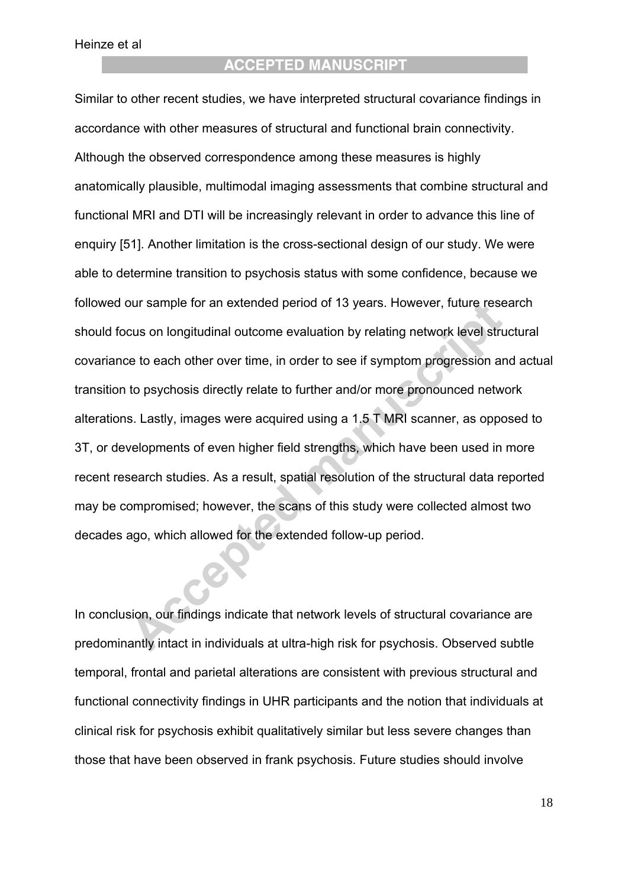Similar to other recent studies, we have interpreted structural covariance findings in accordance with other measures of structural and functional brain connectivity. Although the observed correspondence among these measures is highly anatomically plausible, multimodal imaging assessments that combine structural and functional MRI and DTI will be increasingly relevant in order to advance this line of enquiry [51]. Another limitation is the cross-sectional design of our study. We were able to determine transition to psychosis status with some confidence, because we followed our sample for an extended period of 13 years. However, future research should focus on longitudinal outcome evaluation by relating network level structural covariance to each other over time, in order to see if symptom progression and actual transition to psychosis directly relate to further and/or more pronounced network alterations. Lastly, images were acquired using a 1.5 T MRI scanner, as opposed to 3T, or developments of even higher field strengths, which have been used in more recent research studies. As a result, spatial resolution of the structural data reported may be compromised; however, the scans of this study were collected almost two decades ago, which allowed for the extended follow-up period.

In conclusion, our findings indicate that network levels of structural covariance are predominantly intact in individuals at ultra-high risk for psychosis. Observed subtle temporal, frontal and parietal alterations are consistent with previous structural and functional connectivity findings in UHR participants and the notion that individuals at clinical risk for psychosis exhibit qualitatively similar but less severe changes than those that have been observed in frank psychosis. Future studies should involve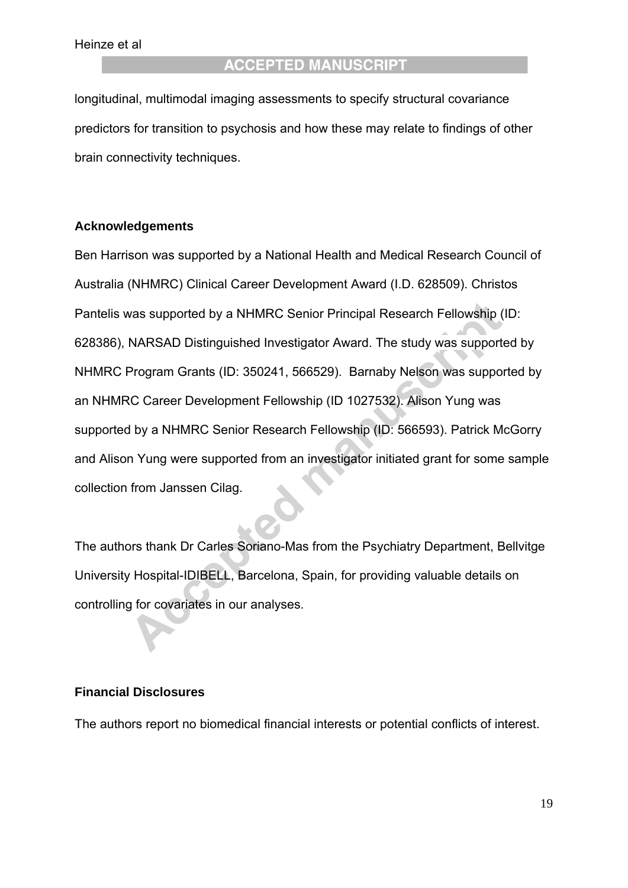longitudinal, multimodal imaging assessments to specify structural covariance predictors for transition to psychosis and how these may relate to findings of other brain connectivity techniques.

## Acknowledgements

Ben Harrison was supported by a National Health and Medical Research Council of Australia (NHMRC) Clinical Career Development Award (I.D. 628509). Christos Pantelis was supported by a NHMRC Senior Principal Research Fellowship (ID: 628386), NARSAD Distinguished Investigator Award. The study was supported by NHMRC Program Grants (ID: 350241, 566529). Barnaby Nelson was supported by an NHMRC Career Development Fellowship (ID 1027532). Alison Yung was supported by a NHMRC Senior Research Fellowship (ID: 566593). Patrick McGorry and Alison Yung were supported from an investigator initiated grant for some sample collection from Janssen Cilag.

The authors thank Dr Carles Soriano-Mas from the Psychiatry Department, Bellvitge University Hospital-IDIBELL, Barcelona, Spain, for providing valuable details on controlling for covariates in our analyses.

## Financial Disclosures

The authors report no biomedical financial interests or potential conflicts of interest.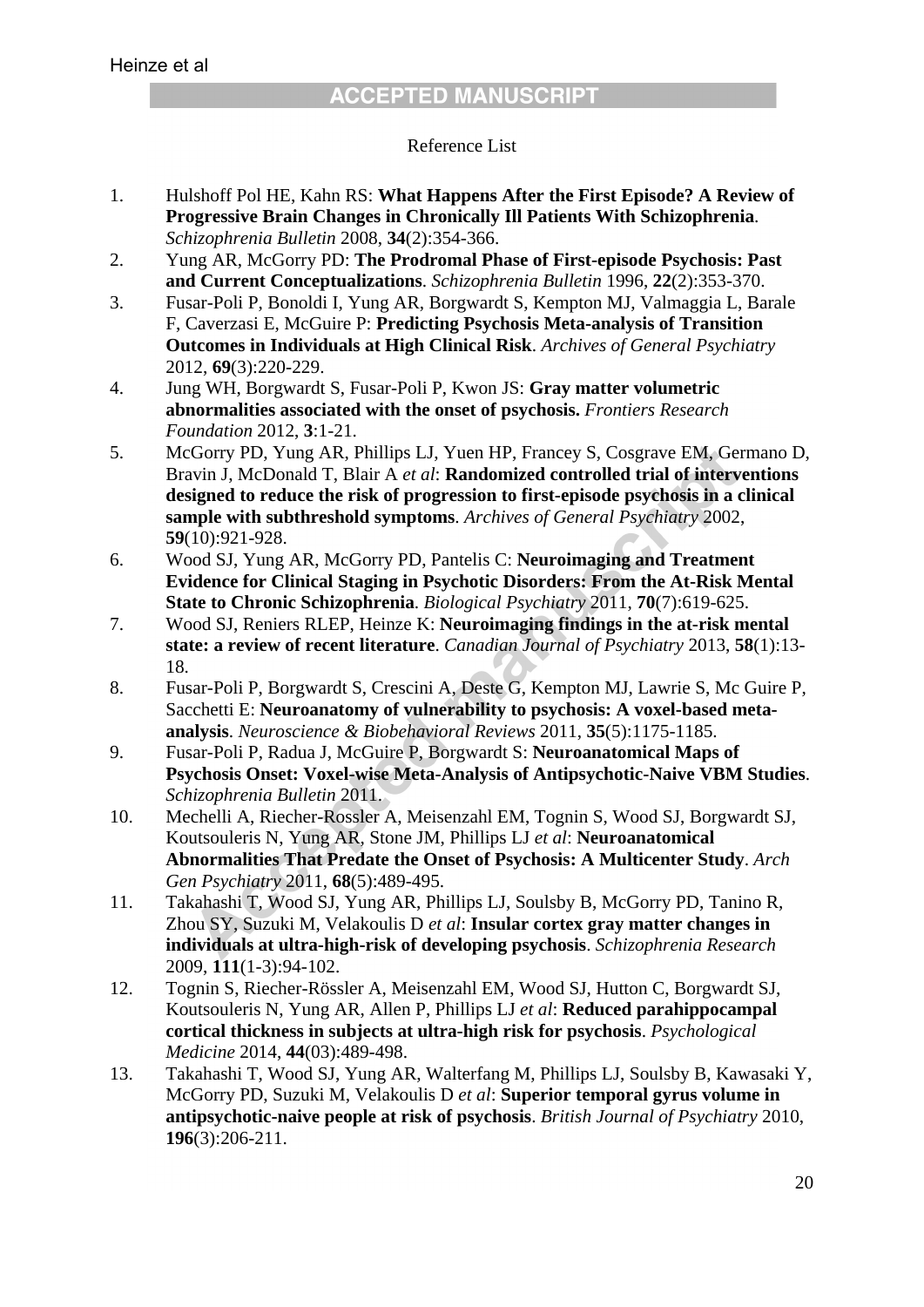Reference List

1. Hulshoff Pol HE, Kahn RS: **What Happens After the First Episode? A Review of Progressive Brain Changes in Chronically Ill Patients With Schizophrenia**. *Schizophrenia Bulletin* 2008, **34**(2):354-366.
2. Yung AR, McGorry PD: **The Prodromal Phase of First-episode Psychosis: Past and Current Conceptualizations**. *Schizophrenia Bulletin* 1996, **22**(2):353-370.
3. Fusar-Poli P, Bonoldi I, Yung AR, Borgwardt S, Kempton MJ, Valmaggia L, Barale F, Caverzasi E, McGuire P: **Predicting Psychosis Meta-analysis of Transition Outcomes in Individuals at High Clinical Risk**. *Archives of General Psychiatry* 2012, **69**(3):220-229.
4. Jung WH, Borgwardt S, Fusar-Poli P, Kwon JS: **Gray matter volumetric abnormalities associated with the onset of psychosis.** *Frontiers Research Foundation* 2012, **3**:1-21.
5. McGorry PD, Yung AR, Phillips LJ, Yuen HP, Francey S, Cosgrave EM, Germano D, Bravin J, McDonald T, Blair A *et al*: **Randomized controlled trial of interventions designed to reduce the risk of progression to first-episode psychosis in a clinical sample with subthreshold symptoms**. *Archives of General Psychiatry* 2002, **59**(10):921-928.
6. Wood SJ, Yung AR, McGorry PD, Pantelis C: **Neuroimaging and Treatment Evidence for Clinical Staging in Psychotic Disorders: From the At-Risk Mental State to Chronic Schizophrenia**. *Biological Psychiatry* 2011, **70**(7):619-625.
7. Wood SJ, Reniers RLEP, Heinze K: **Neuroimaging findings in the at-risk mental state: a review of recent literature**. *Canadian Journal of Psychiatry* 2013, **58**(1):13-18.
8. Fusar-Poli P, Borgwardt S, Crescini A, Deste G, Kempton MJ, Lawrie S, Mc Guire P, Sacchetti E: **Neuroanatomy of vulnerability to psychosis: A voxel-based meta-analysis**. *Neuroscience & Biobehavioral Reviews* 2011, **35**(5):1175-1185.
9. Fusar-Poli P, Radua J, McGuire P, Borgwardt S: **Neuroanatomical Maps of Psychosis Onset: Voxel-wise Meta-Analysis of Antipsychotic-Naive VBM Studies**. *Schizophrenia Bulletin* 2011.
10. Mechelli A, Riecher-Rossler A, Meisenzahl EM, Tognin S, Wood SJ, Borgwardt SJ, Koutsouleris N, Yung AR, Stone JM, Phillips LJ *et al*: **Neuroanatomical Abnormalities That Predate the Onset of Psychosis: A Multicenter Study**. *Arch Gen Psychiatry* 2011, **68**(5):489-495.
11. Takahashi T, Wood SJ, Yung AR, Phillips LJ, Soulsby B, McGorry PD, Tanino R, Zhou SY, Suzuki M, Velakoulis D *et al*: **Insular cortex gray matter changes in individuals at ultra-high-risk of developing psychosis**. *Schizophrenia Research* 2009, **111**(1-3):94-102.
12. Tognin S, Riecher-Rössler A, Meisenzahl EM, Wood SJ, Hutton C, Borgwardt SJ, Koutsouleris N, Yung AR, Allen P, Phillips LJ *et al*: **Reduced parahippocampal cortical thickness in subjects at ultra-high risk for psychosis**. *Psychological Medicine* 2014, **44**(03):489-498.
13. Takahashi T, Wood SJ, Yung AR, Walterfang M, Phillips LJ, Soulsby B, Kawasaki Y, McGorry PD, Suzuki M, Velakoulis D *et al*: **Superior temporal gyrus volume in antipsychotic-naive people at risk of psychosis**. *British Journal of Psychiatry* 2010, **196**(3):206-211.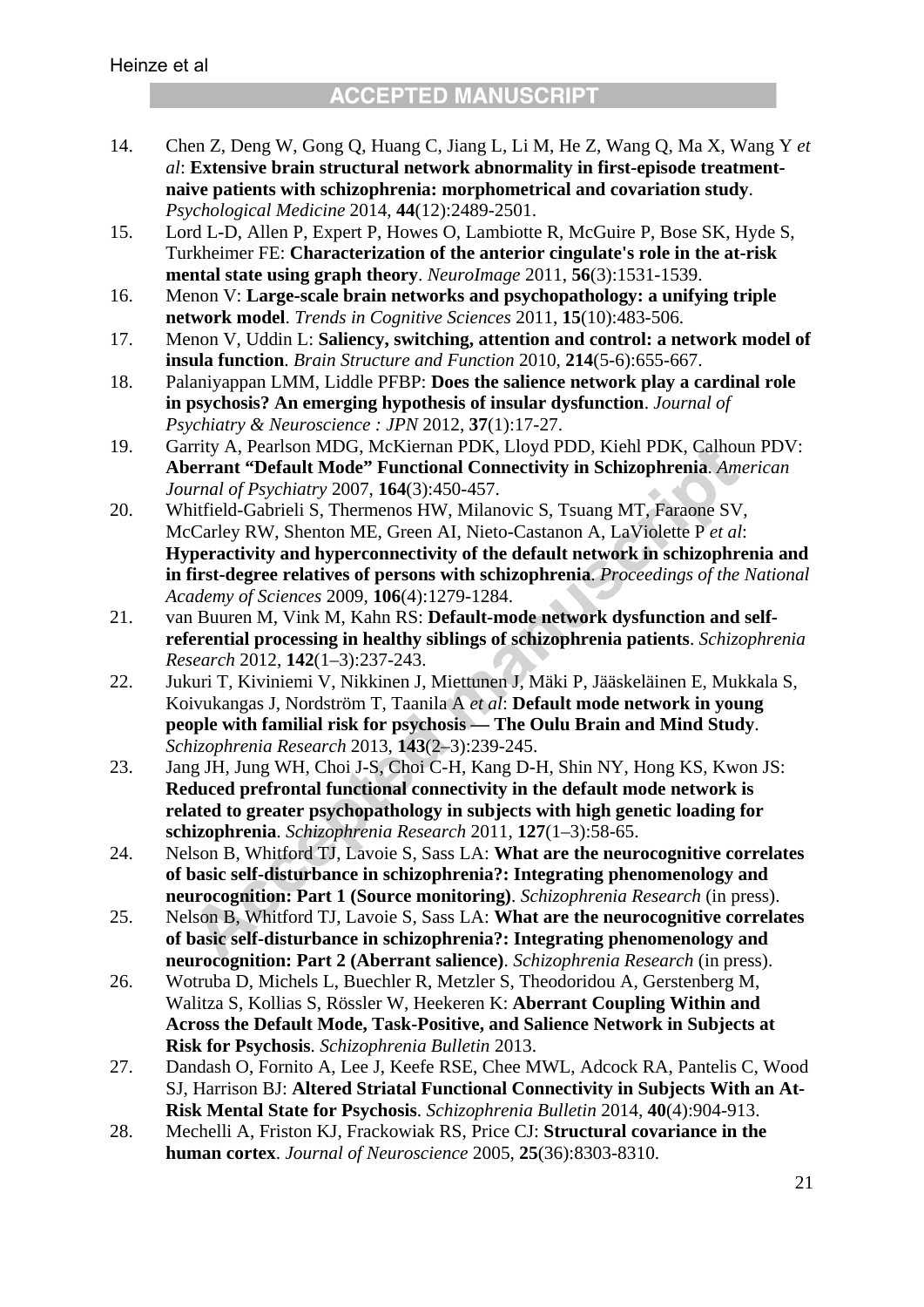14. Chen Z, Deng W, Gong Q, Huang C, Jiang L, Li M, He Z, Wang Q, Ma X, Wang Y *et al*: **Extensive brain structural network abnormality in first-episode treatment-naive patients with schizophrenia: morphometrical and covariation study**. *Psychological Medicine* 2014, **44**(12):2489-2501.
15. Lord L-D, Allen P, Expert P, Howes O, Lambiotte R, McGuire P, Bose SK, Hyde S, Turkheimer FE: **Characterization of the anterior cingulate's role in the at-risk mental state using graph theory**. *NeuroImage* 2011, **56**(3):1531-1539.
16. Menon V: **Large-scale brain networks and psychopathology: a unifying triple network model**. *Trends in Cognitive Sciences* 2011, **15**(10):483-506.
17. Menon V, Uddin L: **Saliency, switching, attention and control: a network model of insula function**. *Brain Structure and Function* 2010, **214**(5-6):655-667.
18. Palaniyappan LMM, Liddle PFBP: **Does the salience network play a cardinal role in psychosis? An emerging hypothesis of insular dysfunction**. *Journal of Psychiatry & Neuroscience : JPN* 2012, **37**(1):17-27.
19. Garrity A, Pearlson MDG, McKiernan PDK, Lloyd PDD, Kiehl PDK, Calhoun PDV: **Aberrant "Default Mode" Functional Connectivity in Schizophrenia**. *American Journal of Psychiatry* 2007, **164**(3):450-457.
20. Whitfield-Gabrieli S, Thermenos HW, Milanovic S, Tsuang MT, Faraone SV, McCarley RW, Shenton ME, Green AI, Nieto-Castanon A, LaViolette P *et al*: **Hyperactivity and hyperconnectivity of the default network in schizophrenia and in first-degree relatives of persons with schizophrenia**. *Proceedings of the National Academy of Sciences* 2009, **106**(4):1279-1284.
21. van Buuren M, Vink M, Kahn RS: **Default-mode network dysfunction and self-referential processing in healthy siblings of schizophrenia patients**. *Schizophrenia Research* 2012, **142**(1–3):237-243.
22. Jukuri T, Kiviniemi V, Nikkinen J, Miettunen J, Mäki P, Jääskeläinen E, Mukkala S, Koivukangas J, Nordström T, Taanila A *et al*: **Default mode network in young people with familial risk for psychosis — The Oulu Brain and Mind Study**. *Schizophrenia Research* 2013, **143**(2–3):239-245.
23. Jang JH, Jung WH, Choi J-S, Choi C-H, Kang D-H, Shin NY, Hong KS, Kwon JS: **Reduced prefrontal functional connectivity in the default mode network is related to greater psychopathology in subjects with high genetic loading for schizophrenia**. *Schizophrenia Research* 2011, **127**(1–3):58-65.
24. Nelson B, Whitford TJ, Lavoie S, Sass LA: **What are the neurocognitive correlates of basic self-disturbance in schizophrenia?: Integrating phenomenology and neurocognition: Part 1 (Source monitoring)**. *Schizophrenia Research* (in press).
25. Nelson B, Whitford TJ, Lavoie S, Sass LA: **What are the neurocognitive correlates of basic self-disturbance in schizophrenia?: Integrating phenomenology and neurocognition: Part 2 (Aberrant salience)**. *Schizophrenia Research* (in press).
26. Wotruba D, Michels L, Buechler R, Metzler S, Theodoridou A, Gerstenberg M, Walitza S, Kollias S, Rössler W, Heekeren K: **Aberrant Coupling Within and Across the Default Mode, Task-Positive, and Salience Network in Subjects at Risk for Psychosis**. *Schizophrenia Bulletin* 2013.
27. Dandash O, Fornito A, Lee J, Keefe RSE, Chee MWL, Adcock RA, Pantelis C, Wood SJ, Harrison BJ: **Altered Striatal Functional Connectivity in Subjects With an At-Risk Mental State for Psychosis**. *Schizophrenia Bulletin* 2014, **40**(4):904-913.
28. Mechelli A, Friston KJ, Frackowiak RS, Price CJ: **Structural covariance in the human cortex**. *Journal of Neuroscience* 2005, **25**(36):8303-8310.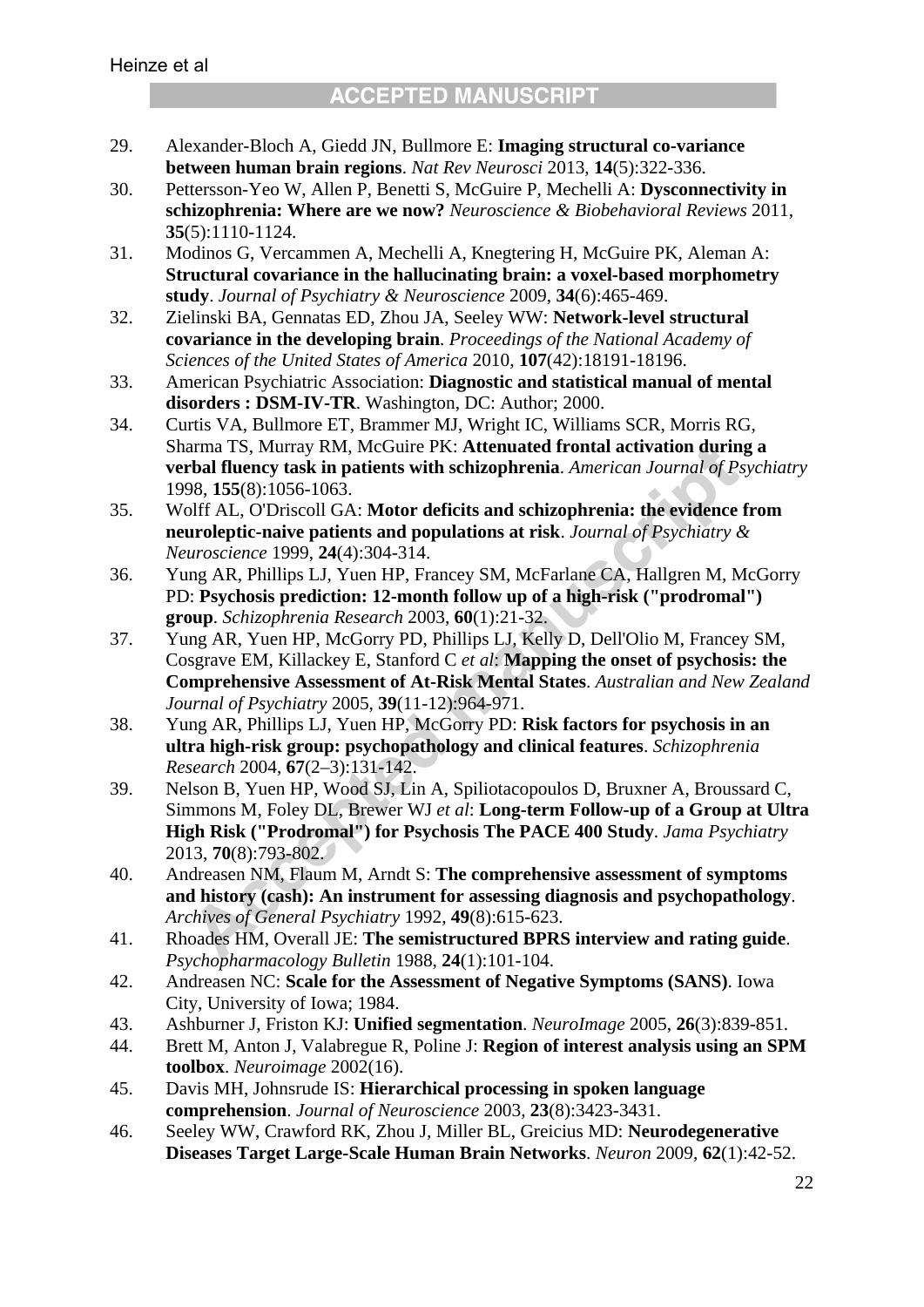29. Alexander-Bloch A, Giedd JN, Bullmore E: **Imaging structural co-variance between human brain regions**. *Nat Rev Neurosci* 2013, **14**(5):322-336.
30. Pettersson-Yeo W, Allen P, Benetti S, McGuire P, Mechelli A: **Dysconnectivity in schizophrenia: Where are we now?** *Neuroscience & Biobehavioral Reviews* 2011, **35**(5):1110-1124.
31. Modinos G, Vercammen A, Mechelli A, Knegtering H, McGuire PK, Aleman A: **Structural covariance in the hallucinating brain: a voxel-based morphometry study**. *Journal of Psychiatry & Neuroscience* 2009, **34**(6):465-469.
32. Zielinski BA, Gennatas ED, Zhou JA, Seeley WW: **Network-level structural covariance in the developing brain**. *Proceedings of the National Academy of Sciences of the United States of America* 2010, **107**(42):18191-18196.
33. American Psychiatric Association: **Diagnostic and statistical manual of mental disorders : DSM-IV-TR**. Washington, DC: Author; 2000.
34. Curtis VA, Bullmore ET, Brammer MJ, Wright IC, Williams SCR, Morris RG, Sharma TS, Murray RM, McGuire PK: **Attenuated frontal activation during a verbal fluency task in patients with schizophrenia**. *American Journal of Psychiatry* 1998, **155**(8):1056-1063.
35. Wolff AL, O'Driscoll GA: **Motor deficits and schizophrenia: the evidence from neuroleptic-naive patients and populations at risk**. *Journal of Psychiatry & Neuroscience* 1999, **24**(4):304-314.
36. Yung AR, Phillips LJ, Yuen HP, Francey SM, McFarlane CA, Hallgren M, McGorry PD: **Psychosis prediction: 12-month follow up of a high-risk ("prodromal") group**. *Schizophrenia Research* 2003, **60**(1):21-32.
37. Yung AR, Yuen HP, McGorry PD, Phillips LJ, Kelly D, Dell'Olio M, Francey SM, Cosgrave EM, Killackey E, Stanford C *et al*: **Mapping the onset of psychosis: the Comprehensive Assessment of At-Risk Mental States**. *Australian and New Zealand Journal of Psychiatry* 2005, **39**(11-12):964-971.
38. Yung AR, Phillips LJ, Yuen HP, McGorry PD: **Risk factors for psychosis in an ultra high-risk group: psychopathology and clinical features**. *Schizophrenia Research* 2004, **67**(2–3):131-142.
39. Nelson B, Yuen HP, Wood SJ, Lin A, Spiliotacopoulos D, Bruxner A, Broussard C, Simmons M, Foley DL, Brewer WJ *et al*: **Long-term Follow-up of a Group at Ultra High Risk ("Prodromal") for Psychosis The PACE 400 Study**. *Jama Psychiatry* 2013, **70**(8):793-802.
40. Andreasen NM, Flaum M, Arndt S: **The comprehensive assessment of symptoms and history (cash): An instrument for assessing diagnosis and psychopathology**. *Archives of General Psychiatry* 1992, **49**(8):615-623.
41. Rhoades HM, Overall JE: **The semistructured BPRS interview and rating guide**. *Psychopharmacology Bulletin* 1988, **24**(1):101-104.
42. Andreasen NC: **Scale for the Assessment of Negative Symptoms (SANS)**. Iowa City, University of Iowa; 1984.
43. Ashburner J, Friston KJ: **Unified segmentation**. *NeuroImage* 2005, **26**(3):839-851.
44. Brett M, Anton J, Valabregue R, Poline J: **Region of interest analysis using an SPM toolbox**. *Neuroimage* 2002(16).
45. Davis MH, Johnsrude IS: **Hierarchical processing in spoken language comprehension**. *Journal of Neuroscience* 2003, **23**(8):3423-3431.
46. Seeley WW, Crawford RK, Zhou J, Miller BL, Greicius MD: **Neurodegenerative Diseases Target Large-Scale Human Brain Networks**. *Neuron* 2009, **62**(1):42-52.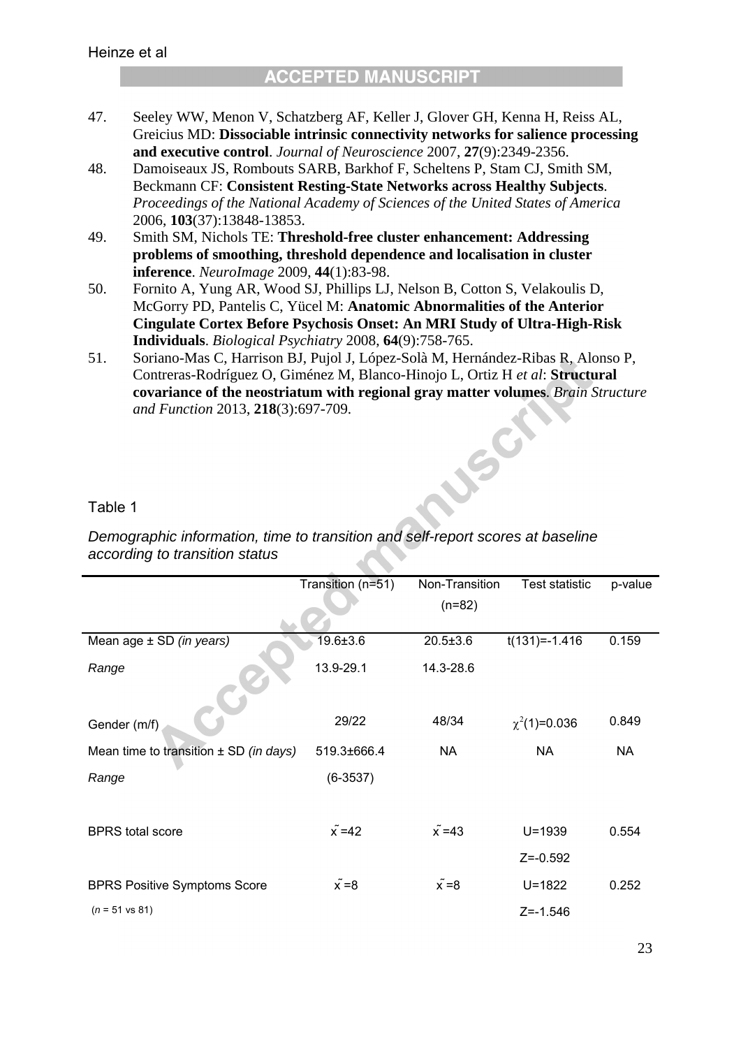47. Seeley WW, Menon V, Schatzberg AF, Keller J, Glover GH, Kenna H, Reiss AL, Greicius MD: **Dissociable intrinsic connectivity networks for salience processing and executive control**. *Journal of Neuroscience* 2007, **27**(9):2349-2356.
48. Damoiseaux JS, Rombouts SARB, Barkhof F, Scheltens P, Stam CJ, Smith SM, Beckmann CF: **Consistent Resting-State Networks across Healthy Subjects**. *Proceedings of the National Academy of Sciences of the United States of America* 2006, **103**(37):13848-13853.
49. Smith SM, Nichols TE: **Threshold-free cluster enhancement: Addressing problems of smoothing, threshold dependence and localisation in cluster inference**. *NeuroImage* 2009, **44**(1):83-98.
50. Fornito A, Yung AR, Wood SJ, Phillips LJ, Nelson B, Cotton S, Velakoulis D, McGorry PD, Pantelis C, Yücel M: **Anatomic Abnormalities of the Anterior Cingulate Cortex Before Psychosis Onset: An MRI Study of Ultra-High-Risk Individuals**. *Biological Psychiatry* 2008, **64**(9):758-765.
51. Soriano-Mas C, Harrison BJ, Pujol J, López-Solà M, Hernández-Ribas R, Alonso P, Contreras-Rodríguez O, Giménez M, Blanco-Hinojo L, Ortiz H *et al*: **Structural covariance of the neostriatum with regional gray matter volumes**. *Brain Structure and Function* 2013, **218**(3):697-709.

Table 1

*Demographic information, time to transition and self-report scores at baseline according to transition status*

| | Transition (n=51) | Non-Transition (n=82) | Test statistic | p-value |
|---|---|---|---|---|
| Mean age ± SD *(in years)* | 19.6±3.6 | 20.5±3.6 | t(131)=-1.416 | 0.159 |
| *Range* | 13.9-29.1 | 14.3-28.6 | | |
| Gender (m/f) | 29/22 | 48/34 | $\chi^2(1)$=0.036 | 0.849 |
| Mean time to transition ± SD *(in days)* | 519.3±666.4 | NA | NA | NA |
| *Range* | (6-3537) | | | |
| BPRS total score | $\tilde{x}$=42 | $\tilde{x}$=43 | U=1939 Z=-0.592 | 0.554 |
| BPRS Positive Symptoms Score (*n* = 51 vs 81) | $\tilde{x}$=8 | $\tilde{x}$=8 | U=1822 Z=-1.546 | 0.252 |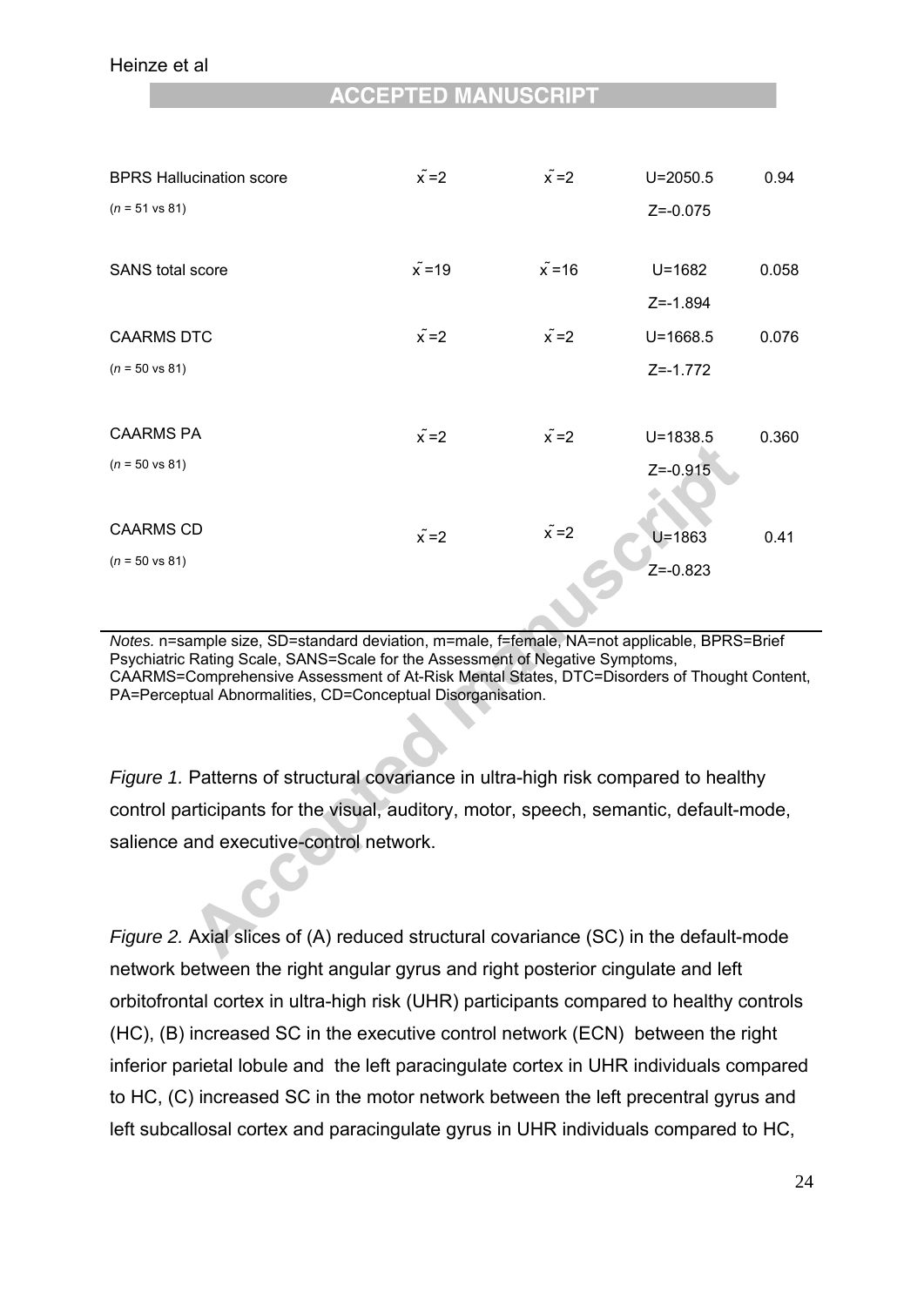| | | | | |
|---|---|---|---|---|
| BPRS Hallucination score ($n$ = 51 vs 81) | $\tilde{x}=2$ | $\tilde{x}=2$ | U=2050.5 Z=-0.075 | 0.94 |
| SANS total score | $\tilde{x}=19$ | $\tilde{x}=16$ | U=1682 Z=-1.894 | 0.058 |
| CAARMS DTC ($n$ = 50 vs 81) | $\tilde{x}=2$ | $\tilde{x}=2$ | U=1668.5 Z=-1.772 | 0.076 |
| CAARMS PA ($n$ = 50 vs 81) | $\tilde{x}=2$ | $\tilde{x}=2$ | U=1838.5 Z=-0.915 | 0.360 |
| CAARMS CD ($n$ = 50 vs 81) | $\tilde{x}=2$ | $\tilde{x}=2$ | U=1863 Z=-0.823 | 0.41 |

*Notes.* n=sample size, SD=standard deviation, m=male, f=female, NA=not applicable, BPRS=Brief Psychiatric Rating Scale, SANS=Scale for the Assessment of Negative Symptoms, CAARMS=Comprehensive Assessment of At-Risk Mental States, DTC=Disorders of Thought Content, PA=Perceptual Abnormalities, CD=Conceptual Disorganisation.

*Figure 1.* Patterns of structural covariance in ultra-high risk compared to healthy control participants for the visual, auditory, motor, speech, semantic, default-mode, salience and executive-control network.

*Figure 2.* Axial slices of (A) reduced structural covariance (SC) in the default-mode network between the right angular gyrus and right posterior cingulate and left orbitofrontal cortex in ultra-high risk (UHR) participants compared to healthy controls (HC), (B) increased SC in the executive control network (ECN) between the right inferior parietal lobule and the left paracingulate cortex in UHR individuals compared to HC, (C) increased SC in the motor network between the left precentral gyrus and left subcallosal cortex and paracingulate gyrus in UHR individuals compared to HC,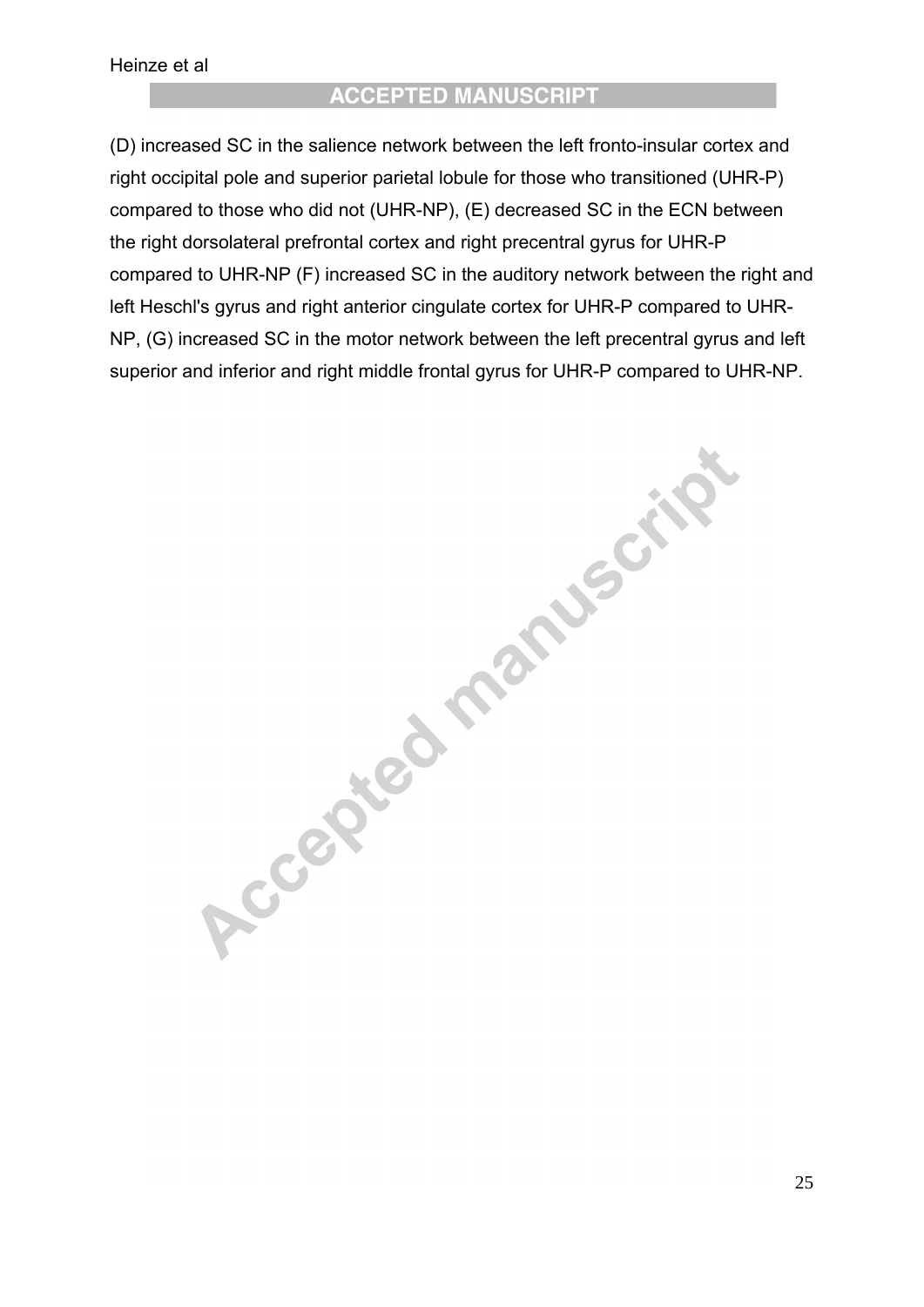(D) increased SC in the salience network between the left fronto-insular cortex and right occipital pole and superior parietal lobule for those who transitioned (UHR-P) compared to those who did not (UHR-NP), (E) decreased SC in the ECN between the right dorsolateral prefrontal cortex and right precentral gyrus for UHR-P compared to UHR-NP (F) increased SC in the auditory network between the right and left Heschl's gyrus and right anterior cingulate cortex for UHR-P compared to UHR-NP, (G) increased SC in the motor network between the left precentral gyrus and left superior and inferior and right middle frontal gyrus for UHR-P compared to UHR-NP.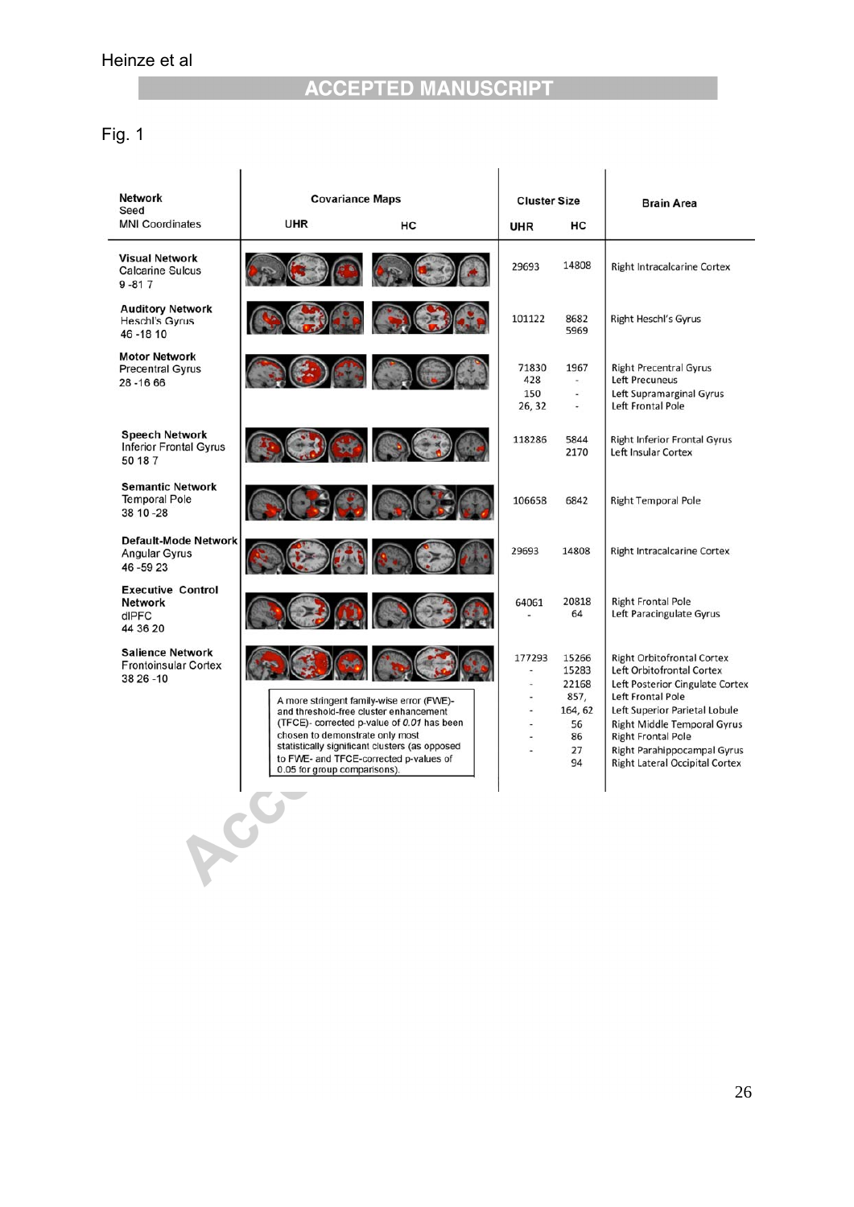Fig. 1

| Network<br>Seed<br>MNI Coordinates | Covariance Maps UHR | Covariance Maps HC | Cluster Size UHR | Cluster Size HC | Brain Area |
|---|---|---|---|---|---|
| **Visual Network**<br>Calcarine Sulcus<br>9 -81 7 | | | 29693 | 14808 | Right Intracalcarine Cortex |
| **Auditory Network**<br>Heschl's Gyrus<br>46 -18 10 | | | 101122 | 8682<br>5969 | Right Heschl's Gyrus |
| **Motor Network**<br>Precentral Gyrus<br>28 -16 66 | | | 71830<br>428<br>150<br>26, 32 | 1967<br>-<br>-<br>- | Right Precentral Gyrus<br>Left Precuneus<br>Left Supramarginal Gyrus<br>Left Frontal Pole |
| **Speech Network**<br>Inferior Frontal Gyrus<br>50 18 7 | | | 118286 | 5844<br>2170 | Right Inferior Frontal Gyrus<br>Left Insular Cortex |
| **Semantic Network**<br>Temporal Pole<br>38 10 -28 | | | 106658 | 6842 | Right Temporal Pole |
| **Default-Mode Network**<br>Angular Gyrus<br>46 -59 23 | | | 29693 | 14808 | Right Intracalcarine Cortex |
| **Executive Control Network**<br>dlPFC<br>44 36 20 | | | 64061<br>- | 20818<br>64 | Right Frontal Pole<br>Left Paracingulate Gyrus |
| **Salience Network**<br>Frontoinsular Cortex<br>38 26 -10 | | | 177293<br>-<br>-<br>-<br>-<br>-<br>-<br>- | 15266<br>15283<br>22168<br>857,<br>164, 62<br>56<br>86<br>27<br>94 | Right Orbitofrontal Cortex<br>Left Orbitofrontal Cortex<br>Left Posterior Cingulate Cortex<br>Left Frontal Pole<br>Left Superior Parietal Lobule<br>Right Middle Temporal Gyrus<br>Right Frontal Pole<br>Right Parahippocampal Gyrus<br>Right Lateral Occipital Cortex |

A more stringent family-wise error (FWE)- and threshold-free cluster enhancement (TFCE)- corrected p-value of *0.01* has been chosen to demonstrate only most statistically significant clusters (as opposed to FWE- and TFCE-corrected p-values of 0.05 for group comparisons).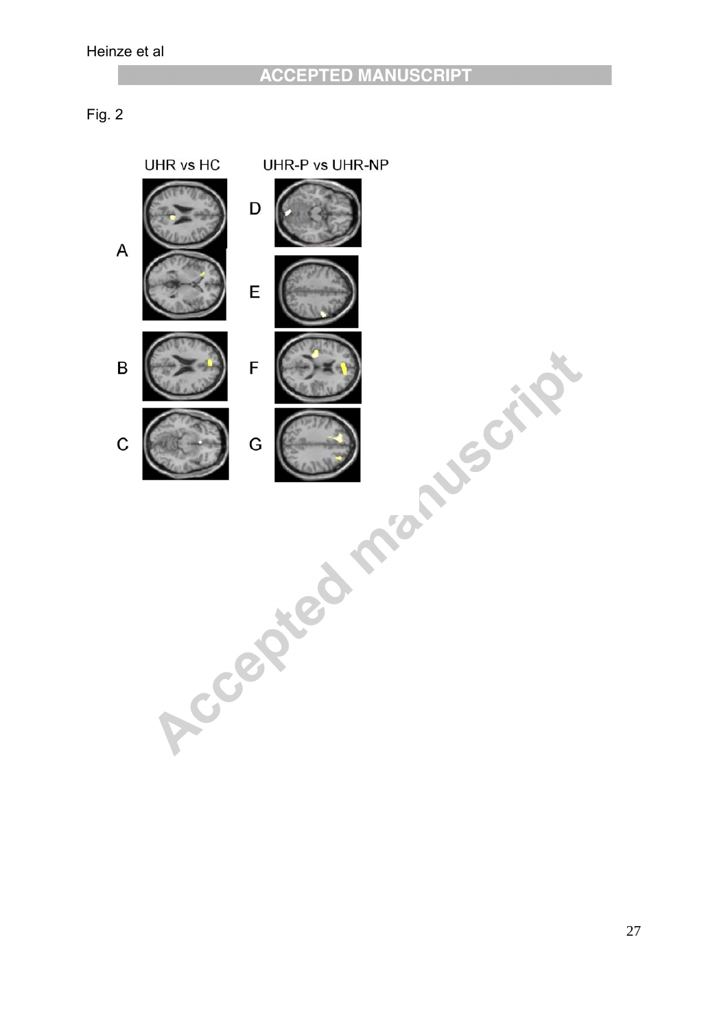Fig. 2

UHR vs HC

UHR-P vs UHR-NP

A

B

C

D

E

F

G